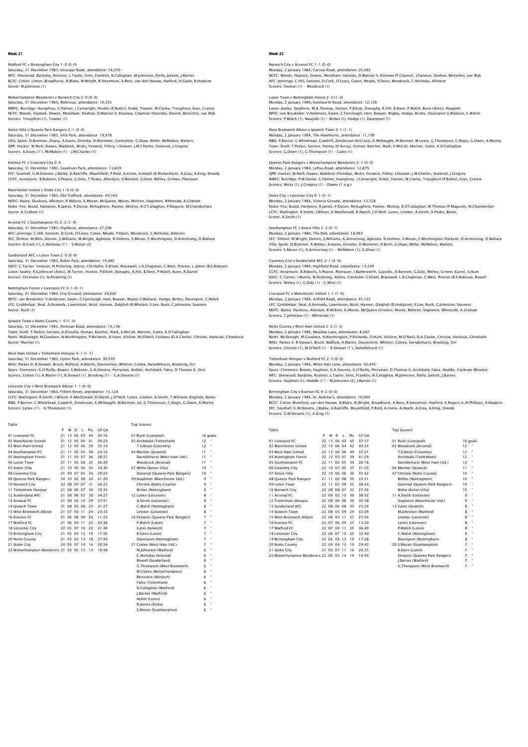# Week 21

Watford FC v Birmingham City 1–0 (0–0)
Saturday, 31 December 1983, Vicarage Road, attendance: 14,359
WFC: Sherwood; Bardsley, Rostron, L.Taylor, Sims, Franklin, N.Callaghan, M.Johnston, Reilly, Jackett, J.Barnes
BCFC: Coton; Linton, Broadhurst, N.Blake, W.Wright, B.Stevenson, A.Rees, van den Hauwe, Harford, H.Gayle, R.Hopkins
Scorer: M.Johnston (1)

Wolverhampton Wanderers v Norwich City 2–0 (0–0)
Saturday, 31 December 1983, Molineux, attendance: 10,725
WWFC: Burridge; Humphrey, G.Palmer, I.Cartwright, Pender (P.Butler), Dodd, Towner, W.Clarke, Troughton, Eves, Crainie
NCFC: Woods; Haylock, Downs, Mendham, Deehan, D.Watson II, Donowa, Channon (Hareide), Devine, Bertschin, van Wijk
Scorers: Troughton (1), Towner (1)

Aston Villa v Queens Park Rangers 2–1 (0–0)
Saturday, 31 December 1983, Villa Park, attendance: 19,978
Villa: Spink; D.Bremner, Deacy, A.Evans, Ormsby, D.Mortimer, Curbishley, G.Shaw, Withe, McMahon, Walters
QPR: Hucker; W.Neill, Dawes, Waddock, Wicks, Fenwick, Fillery, I.Stewart, J.M.Charles, Stainrod, J.Gregory
Scorers: A.Evans (1'), McMahon (1) – J.M.Charles (1)

Everton FC v Coventry City 0–0
Saturday, 31 December 1983, Goodison Park, attendance: 13,659
EFC: Southall; G.M.Stevens, J.Bailey, K.Ratcliffe, Mountfield, P.Reid, A.Irvine, A.Heath (K.Richardson), A.Gray, A.King, Sheedy
CCFC: Avramovic; B.Roberts, S.Pearce, G.Daly, T.Peake, Allardyce, D.Bennett, S.Hunt, Withey, Grimes, Platnauer

Manchester United v Stoke City 1–0 (0–0)
Saturday, 31 December 1983, Old Trafford, attendance: 40,164
MUFC: Bailey; Duxbury, Albiston, R.Wilkins, K.Moran, McQueen, Moses, Mühren, Stapleton, Whiteside, A.Graham
Stoke: Fox; Bould, Hampton, R.James, P.Dyson, McAughtrie, Painter, McIlroy, B.O'Callaghan, P.Maguire, M.Chamberlain
Scorer: A.Graham (1)

Arsenal FC v Southampton FC 2–2 (1–0)
Saturday, 31 December 1983, Highbury, attendance: 27,596
AFC: Jennings; C.Hill, Sansom, D.Cork, O'Leary, Caton, Meade, P.Davis, Woodcock, C.Nicholas, Allinson
SFC: Shilton; M.Mills, Dennis, S.Williams, M.Wright, Agboola, N.Holmes, S.Moran, F.Worthington, D.Armstrong, D.Wallace
Scorers: D.Cork (1), C.Nicholas (1') – S.Moran (2)

Sunderland AFC v Luton Town 2–0 (0–0)
Saturday, 31 December 1983, Roker Park, attendance: 19,482
SAFC: C.Turner; Venison, N.Pickering, Atkins, Chisholm, S.Elliott, Bracewell, L.R.Chapman, C.West, Proctor, L.James (B.S.Robson)
Luton: Sealey; R.S.Johnson (Antic), W.Turner, Horton, P.Elliott, Donaghy, R.Hill, B.Stein, P.Walsh, Bunn, R.Daniel
Scorers: Chisholm (1), N.Pickering (1)

Nottingham Forest v Liverpool FC 0–1 (0–1)
Saturday, 31 December 1983, City Ground, attendance: 29,692
NFFC: van Breukelen; V.Anderson, Swain, C.Fairclough, Hart, Bowyer, Wigley (I.Wallace), Hodge, Birtles, Davenport, C.Walsh
LFC: Grobbelaar; Neal, A.Kennedy, Lawrenson, Nicol, Hansen, Dalglish (R.Whelan), S.Lee, Rush, C.Johnston, Souness
Scorer: Rush (1)

Ipswich Town v Notts County 1–0 (1–0)
Saturday, 31 December 1983, Portman Road, attendance: 14,146
Town: Sivell; T.Parkin, Gernon, A.Kinsella, Osman, Butcher, Wark, S.McCall, Mariner, Gates, K.O'Callaghan
Notts: McDonagh; M.Goodwin, N.Worthington, P.Richards, D.Hunt, Kilcline, M.O'Neill, Fashanu (D.A.Clarke), Christie, Harkouk, Chiedozie
Scorer: Mariner (1)

West Ham United v Tottenham Hotspur 4–1 (1–1)
Saturday, 31 December 1983, Upton Park, attendance: 30,939
WHU: Parkes II; R.Stewart, Brush, Walford, A.Martin, Devonshire, Whitton, Cottee, Swindlehurst, Brooking, Orr
Spurs: Clemence; G.O'Reilly, Bowen, S.Webster, G.A.Stevens, Perryman, Ardiles, Archibald, Falco, D.Thomas II, Dick
Scorers: Cottee (1), A.Martin (1), R.Stewart (1), Brooking (1) – G.A.Stevens (1)

Leicester City v West Bromwich Albion 1–1 (0–0)
Saturday, 31 December 1983, Filbert Street, attendance: 15,128
LCFC: Wallington; R.Smith, I.Wilson, K.MacDonald, R.Hazell, J.O'Neill, Lynex, Lineker, A.Smith, T.Williams (English), Banks
WBA: P.Barron; C.Whitehead, Cowdrill, Zondervan, K.McNaught, M.Bennett, Jol, G.Thompson, C.Regis, G.Owen, A.Morley
Scorers: Lynex (1') – G.Thompson (1)

Table

| | P | W | D | L | Pts | GF GA |
|---|---|---|---|---|---|---|
| 01 Liverpool FC | 21 | 13 | 05 | 03 | 44 | 36:16 |
| 02 Manchester United | 21 | 12 | 05 | 04 | 41 | 39:23 |
| 03 West Ham United | 21 | 12 | 03 | 06 | 39 | 35:19 |
| 04 Southampton FC | 21 | 11 | 05 | 05 | 38 | 24:16 |
| 05 Nottingham Forest | 21 | 11 | 03 | 07 | 36 | 38:27 |
| 06 Luton Town | 21 | 11 | 02 | 08 | 35 | 36:30 |
| 07 Aston Villa | 21 | 10 | 05 | 06 | 35 | 33:30 |
| 08 Coventry City | 21 | 09 | 07 | 05 | 34 | 29:24 |
| 09 Queens Park Rangers | 20 | 10 | 02 | 08 | 32 | 31:20 |
| 10 Norwich City | 22 | 08 | 07 | 07 | 31 | 26:25 |
| 11 Tottenham Hotspur | 21 | 08 | 06 | 07 | 30 | 33:35 |
| 12 Sunderland AFC | 21 | 08 | 06 | 07 | 30 | 24:27 |
| 13 Arsenal FC | 21 | 09 | 02 | 10 | 29 | 37:31 |
| 14 Ipswich Town | 21 | 08 | 05 | 08 | 29 | 31:27 |
| 15 West Bromwich Albion | 21 | 07 | 03 | 11 | 24 | 23:33 |
| 16 Everton FC | 21 | 06 | 06 | 09 | 24 | 11:23 |
| 17 Watford FC | 21 | 06 | 04 | 11 | 22 | 33:38 |
| 18 Leicester City | 22 | 05 | 07 | 10 | 22 | 31:40 |
| 19 Birmingham City | 21 | 05 | 04 | 12 | 19 | 17:26 |
| 20 Notts County | 21 | 05 | 03 | 13 | 18 | 27:40 |
| 21 Stoke City | 20 | 03 | 07 | 10 | 16 | 20:34 |
| 22 Wolverhampton Wanderers | 21 | 03 | 05 | 13 | 14 | 18:48 |

Top Scorers

| | |
|---|---|
| 01 Rush (Liverpool) | 16 goals |
| 02 Archibald (Tottenham) | 12 " |
| T.Gibson (Coventry) | 12 " |
| 04 Mariner (Ipswich) | 11 " |
| Swindlehurst (West Ham Utd.) | 11 " |
| Woodcock (Arsenal) | 11 " |
| 07 Withe (Aston Villa) | 10 " |
| Stainrod (Queens Park Rangers) | 10 " |
| 09 Stapleton (Manchester Utd.) | 9 " |
| Christie (Notts County) | 9 " |
| Birtles (Nottingham) | 9 " |
| 12 Lynex (Leicester) | 8 " |
| A.Smith (Leicester) | 8 " |
| C.Walsh (Nottingham) | 8 " |
| Lineker (Leicester) | 8 " |
| 16 Fenwick (Queens Park Rangers) | 7 " |
| P.Walsh (Luton) | 7 " |
| Gates (Ipswich) | 7 " |
| B.Stein (Luton) | 7 " |
| Davenport (Nottingham) | 7 " |
| 21 Cottee (West Ham Utd.) | 7 " |
| M.Johnston (Watford) | 6 " |
| C.Nicholas (Arsenal) | 6 " |
| Rowell (Sunderland) | 6 " |
| G.Thompson (West Bromwich) | 6 " |
| W.Clarke (Wolverhampton) | 6 " |
| Bertschin (Norwich) | 6 " |
| Falco (Tottenham) | 6 " |
| N.Callaghan (Watford) | 6 " |
| J.Barnes (Watford) | 6 " |
| Aylott (Luton) | 6 " |
| R.James (Stoke) | 6 " |
| S.Moran (Southampton) | 6 " |

# Week 22

Norwich City v Arsenal FC 1–1 (0–0)
Monday, 2 January 1984, Carrow Road, attendance: 20,482
NCFC: Woods; Haylock, Downs, Mendham, Hareide, D.Watson II, Donowa (P.Clayton), Channon, Deehan, Bertschin, van Wijk
AFC: Jennings; C.Hill, Sansom, D.Cork, O'Leary, Caton, Meade, P.Davis, Woodcock, C.Nicholas, Allinson
Scorers: Deehan (1) – Woodcock (1)

Luton Town v Nottingham Forest 2–3 (1–3)
Monday, 2 January 1984, Kenilworth Road, attendance: 12,126
Luton: Sealey; Stephens, M.A.Thomas, Horton, P.Elliott, Donaghy, R.Hill, B.Stein, P.Walsh, Bunn (Antic), Nwajiobi
NFFC: van Breukelen; V.Anderson, Swain, C.Fairclough, Hart, Bowyer, Wigley, Hodge, Birtles, Davenport (I.Wallace), C.Walsh
Scorers: P.Walsh (1), Nwajiobi (1) – Birtles (1), Hodge (1), Davenport (1)

West Bromwich Albion v Ipswich Town 2–1 (1–1)
Monday, 2 January 1984, The Hawthorns, attendance: 11,199
WBA: P.Barron; C.Whitehead, Cowdrill, Zondervan (N.Cross), K.McNaught, M.Bennett, M.Lewis, G.Thompson, C.Regis, G.Owen, A.Morley
Town: Sivell; T.Parkin, Gernon, Putney (D'Avray), Osman, Butcher, Wark, S.McCall, Mariner, Gates, K.O'Callaghan
Scorers: G.Owen (1), G.Thompson (1) – Gates (1)

Queens Park Rangers v Wolverhampton Wanderers 2–1 (0–0)
Monday, 2 January 1984, Loftus Road, attendance: 12,875
QPR: Hucker; W.Neill, Dawes, Waddock (Fereday), Wicks, Fenwick, Fillery, I.Stewart, J.M.Charles, Stainrod, J.Gregory
WWFC: Burridge; P.W.Daniel, G.Palmer, Humphrey, I.Cartwright, Dodd, Towner, W.Clarke, Troughton (P.Butler), Eves, Crainie
Scorers: Wicks (1), J.Gregory (1) – Dawes (1 o.g.)

Stoke City v Leicester City 0–1 (0–1)
Monday, 2 January 1984, Victoria Ground, attendance: 13,728
Stoke: Fox; Bould, Hampton, R.James, P.Dyson, McAughtrie, Painter, McIlroy, B.O'Callaghan, M.Thomas (P.Maguire), M.Chamberlain
LCFC: Wallington; R.Smith, I.Wilson, K.MacDonald, R.Hazell, J.O'Neill, Lynex, Lineker, A.Smith, A.Peake, Banks
Scorer: A.Smith (1)

Southampton FC v Aston Villa 2–2 (0–1)
Monday, 2 January 1984, The Dell, attendance: 18,963
SFC: Shilton; M.Wright, Dennis, S.Williams, K.Armstrong, Agboola, N.Holmes, S.Moran, F.Worthington (Puckett), D.Armstrong, D.Wallace
Villa: Spink; D.Bremner, R.Walker, A.Evans, Ormsby, D.Mortimer, P.Birch, G.Shaw, Withe, McMahon, Walters
Scorers: S.Moran (1), D.Armstrong (1) – McMahon (1), G.Shaw (1)

Coventry City v Sunderland AFC 2–1 (2–0)
Monday, 2 January 1984, Highfield Road, attendance: 13,249
CCFC: Avramovic; B.Roberts, S.Pearce, Platnauer, I.Butterworth, S.Jacobs, D.Bennett, G.Daly, Withey, Grimes (Gynn), S.Hunt
SAFC: C.Turner; I.Munro, N.Pickering, Atkins, Chisholm, S.Elliott, Bracewell, L.R.Chapman, C.West, Proctor (B.S.Robson), Rowell
Scorers: Withey (1), G.Daly (1) – C.West (1)

Liverpool FC v Manchester United 1–1 (1–0)
Monday, 2 January 1984, Anfield Road, attendance: 45,122
LFC: Grobbelaar; Neal, A.Kennedy, Lawrenson, Nicol, Hansen, Dalglish (D.Hodgson), S.Lee, Rush, C.Johnston, Souness
MUFC: Bailey; Duxbury, Albiston, R.Wilkins, K.Moran, McQueen (Crooks), Moses, Mühren, Stapleton, Whiteside, A.Graham
Scorers: C.Johnston (1) – Whiteside (1)

Notts County v West Ham United 2–2 (1–2)
Monday, 2 January 1984, Meadow Lane, attendance: 8,667
Notts: McDonagh; M.Goodwin, N.Worthington, P.Richards, D.Hunt, Kilcline, M.O'Neill, D.A.Clarke, Christie, Harkouk, Chiedozie
WHU: Parkes II; R.Stewart, Brush, Walford, A.Martin, Devonshire, Whitton, Cottee, Swindlehurst, Brooking, Orr
Scorers: Christie (1), M.O'Neill (1) – R.Stewart (1'), Swindlehurst (1)

Tottenham Hotspur v Watford FC 2–3 (0–2)
Monday, 2 January 1984, White Hart Lane, attendance: 32,495
Spurs: Clemence; Bowen, Hughton, G.A.Stevens, G.O'Reilly, Perryman, D.Thomas II, Archibald, Falco, Hoddle, Cockram (Brooke)
WFC: Sherwood; Bardsley, Rostron, L.Taylor, Sims, Franklin, N.Callaghan, M.Johnston, Reilly, Jackett, J.Barnes
Scorers: Hughton (1), Hoddle (1') – M.Johnston (2), J.Barnes (1)

Birmingham City v Everton FC 0–2 (0–0)
Monday, 2 January 1984, St. Andrew's, attendance: 10,004
BCFC: Coton; Mumford, van den Hauwe, N.Blake, W.Wright, Broadhurst, A.Rees, B.Stevenson, Harford, K.Rogers (L.M.Phillips), R.Hopkins
EFC: Southall; G.M.Stevens, J.Bailey, K.Ratcliffe, Mountfield, P.Reid, A.Irvine, A.Heath, A.Gray, A.King, Sheedy
Scorers: G.M.Stevens (1), A.King (1)

Table

| | P | W | D | L | Pts | GF GA |
|---|---|---|---|---|---|---|
| 01 Liverpool FC | 22 | 13 | 06 | 03 | 45 | 37:17 |
| 02 Manchester United | 22 | 12 | 06 | 04 | 42 | 40:24 |
| 03 West Ham United | 22 | 12 | 04 | 06 | 40 | 37:21 |
| 04 Nottingham Forest | 22 | 12 | 03 | 07 | 39 | 41:29 |
| 05 Southampton FC | 22 | 11 | 06 | 05 | 39 | 26:18 |
| 06 Coventry City | 22 | 10 | 07 | 05 | 37 | 31:25 |
| 07 Aston Villa | 22 | 10 | 06 | 06 | 36 | 35:32 |
| 08 Queens Park Rangers | 21 | 11 | 02 | 08 | 35 | 33:21 |
| 09 Luton Town | 22 | 11 | 02 | 09 | 35 | 38:33 |
| 10 Norwich City | 23 | 08 | 08 | 07 | 32 | 27:26 |
| 11 Arsenal FC | 22 | 09 | 03 | 10 | 30 | 38:32 |
| 12 Tottenham Hotspur | 22 | 08 | 06 | 08 | 30 | 35:38 |
| 13 Sunderland AFC | 22 | 08 | 06 | 08 | 30 | 25:29 |
| 14 Ipswich Town | 22 | 08 | 05 | 09 | 29 | 32:29 |
| 15 West Bromwich Albion | 22 | 08 | 03 | 11 | 27 | 25:34 |
| 16 Everton FC | 22 | 07 | 06 | 09 | 27 | 13:23 |
| 17 Watford FC | 22 | 07 | 04 | 11 | 25 | 36:40 |
| 18 Leicester City | 23 | 06 | 07 | 10 | 25 | 32:40 |
| 19 Birmingham City | 22 | 05 | 04 | 13 | 19 | 17:28 |
| 20 Notts County | 22 | 05 | 04 | 13 | 19 | 29:42 |
| 21 Stoke City | 21 | 03 | 07 | 11 | 16 | 20:35 |
| 22 Wolverhampton Wanderers | 22 | 03 | 05 | 14 | 14 | 19:50 |

Top Scorers

| | |
|---|---|
| 01 Rush (Liverpool) | 16 goals |
| 02 Woodcock (Arsenal) | 12 " |
| T.Gibson (Coventry) | 12 " |
| Archibald (Tottenham) | 12 " |
| Swindlehurst (West Ham Utd.) | 12 " |
| 06 Mariner (Ipswich) | 11 " |
| 07 Christie (Notts County) | 10 " |
| Birtles (Nottingham) | 10 " |
| Stainrod (Queens Park Rangers) | 10 " |
| Withe (Aston Villa) | 10 " |
| 11 A.Smith (Leicester) | 9 " |
| Stapleton (Manchester Utd.) | 9 " |
| 13 Gates (Ipswich) | 8 " |
| M.Johnston (Watford) | 8 " |
| Lineker (Leicester) | 8 " |
| Lynex (Leicester) | 8 " |
| C.Walsh (Nottingham) | 8 " |
| P.Walsh (Luton) | 8 " |
| Davenport (Nottingham) | 8 " |
| 20 S.Moran (Southampton) | 7 " |
| B.Stein (Luton) | 7 " |
| Fenwick (Queens Park Rangers) | 7 " |
| J.Barnes (Watford) | 7 " |
| G.Thompson (West Bromwich) | 7 " |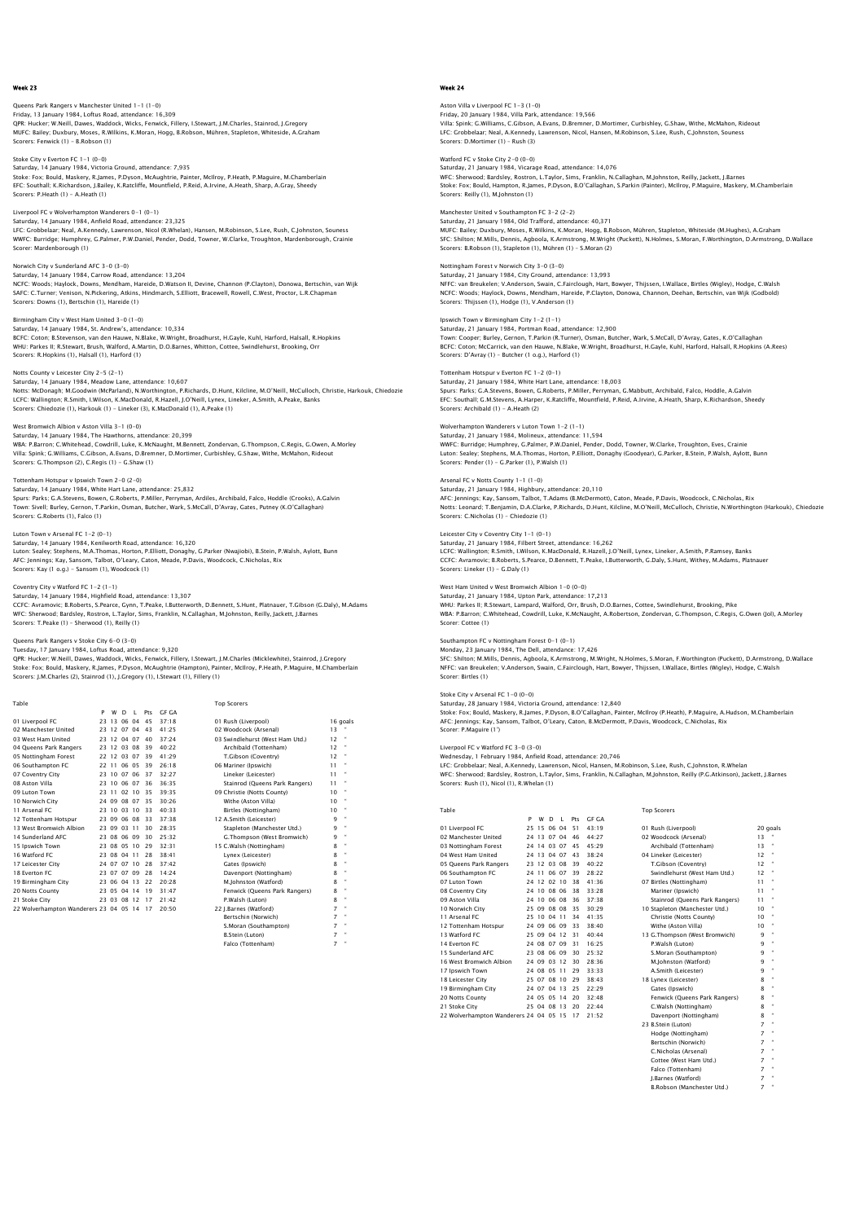## Week 23

Queens Park Rangers v Manchester United 1–1 (1–0)
Friday, 13 January 1984, Loftus Road, attendance: 16,309
QPR: Hucker; W.Neill, Dawes, Waddock, Wicks, Fenwick, Fillery, I.Stewart, J.M.Charles, Stainrod, J.Gregory
MUFC: Bailey; Duxbury, Moses, R.Wilkins, K.Moran, Hogg, B.Robson, Mühren, Stapleton, Whiteside, A.Graham
Scorers: Fenwick (1) – B.Robson (1)

Stoke City v Everton FC 1–1 (0–0)
Saturday, 14 January 1984, Victoria Ground, attendance: 7,935
Stoke: Fox; Bould, Maskery, R.James, P.Dyson, McAughtrie, Painter, McIlroy, P.Heath, P.Maguire, M.Chamberlain
EFC: Southall; K.Richardson, J.Bailey, K.Ratcliffe, Mountfield, P.Reid, A.Irvine, A.Heath, Sharp, A.Gray, Sheedy
Scorers: P.Heath (1) – A.Heath (1)

Liverpool FC v Wolverhampton Wanderers 0–1 (0–1)
Saturday, 14 January 1984, Anfield Road, attendance: 23,325
LFC: Grobbelaar; Neal, A.Kennedy, Lawrenson, Nicol (R.Whelan), Hansen, M.Robinson, S.Lee, Rush, C.Johnston, Souness
WWFC: Burridge; Humphrey, G.Palmer, P.W.Daniel, Pender, Dodd, Towner, W.Clarke, Troughton, Mardenborough, Crainie
Scorer: Mardenborough (1)

Norwich City v Sunderland AFC 3–0 (3–0)
Saturday, 14 January 1984, Carrow Road, attendance: 13,204
NCFC: Woods; Haylock, Downs, Mendham, Hareide, D.Watson II, Devine, Channon (P.Clayton), Donowa, Bertschin, van Wijk
SAFC: C.Turner; Venison, N.Pickering, Atkins, Hindmarch, S.Elliott, Bracewell, Rowell, C.West, Proctor, L.R.Chapman
Scorers: Downs (1), Bertschin (1), Hareide (1)

Birmingham City v West Ham United 3–0 (1–0)
Saturday, 14 January 1984, St. Andrew's, attendance: 10,334
BCFC: Coton; B.Stevenson, van den Hauwe, N.Blake, W.Wright, Broadhurst, H.Gayle, Kuhl, Harford, Halsall, R.Hopkins
WHU: Parkes II; R.Stewart, Brush, Walford, A.Martin, D.O.Barnes, Whitton, Cottee, Swindlehurst, Brooking, Orr
Scorers: R.Hopkins (1), Halsall (1), Harford (1)

Notts County v Leicester City 2–5 (2–1)
Saturday, 14 January 1984, Meadow Lane, attendance: 10,607
Notts: McDonagh; M.Goodwin (McParland), N.Worthington, P.Richards, D.Hunt, Kilcline, M.O'Neill, McCulloch, Christie, Harkouk, Chiedozie
LCFC: Wallington; R.Smith, I.Wilson, K.MacDonald, R.Hazell, J.O'Neill, Lynex, Lineker, A.Smith, A.Peake, Banks
Scorers: Chiedozie (1), Harkouk (1) – Lineker (3), K.MacDonald (1), A.Peake (1)

West Bromwich Albion v Aston Villa 3–1 (0–0)
Saturday, 14 January 1984, The Hawthorns, attendance: 20,399
WBA: P.Barron; C.Whitehead, Cowdrill, Luke, K.McNaught, M.Bennett, Zondervan, G.Thompson, C.Regis, G.Owen, A.Morley
Villa: Spink; G.Williams, C.Gibson, A.Evans, D.Bremner, D.Mortimer, Curbishley, G.Shaw, Withe, McMahon, Rideout
Scorers: G.Thompson (2), C.Regis (1) – G.Shaw (1)

Tottenham Hotspur v Ipswich Town 2–0 (2–0)
Saturday, 14 January 1984, White Hart Lane, attendance: 25,832
Spurs: Parks; G.A.Stevens, Bowen, G.Roberts, P.Miller, Perryman, Ardiles, Archibald, Falco, Hoddle (Crooks), A.Galvin
Town: Sivell; Burley, Gernon, T.Parkin, Osman, Butcher, Wark, S.McCall, D'Avray, Gates, Putney (K.O'Callaghan)
Scorers: G.Roberts (1), Falco (1)

Luton Town v Arsenal FC 1–2 (0–1)
Saturday, 14 January 1984, Kenilworth Road, attendance: 16,320
Luton: Sealey; Stephens, M.A.Thomas, Horton, P.Elliott, Donaghy, G.Parker (Nwajiobi), B.Stein, P.Walsh, Aylott, Bunn
AFC: Jennings; Kay, Sansom, Talbot, O'Leary, Caton, Meade, P.Davis, Woodcock, C.Nicholas, Rix
Scorers: Kay (1 o.g.) – Sansom (1), Woodcock (1)

Coventry City v Watford FC 1–2 (1–1)
Saturday, 14 January 1984, Highfield Road, attendance: 13,307
CCFC: Avramovic; B.Roberts, S.Pearce, Gynn, T.Peake, I.Butterworth, D.Bennett, S.Hunt, Platnauer, T.Gibson (G.Daly), M.Adams
WFC: Sherwood; Bardsley, Rostron, L.Taylor, Sims, Franklin, N.Callaghan, M.Johnston, Reilly, Jackett, J.Barnes
Scorers: T.Peake (1) – Sherwood (1), Reilly (1)

Queens Park Rangers v Stoke City 6–0 (3–0)
Tuesday, 17 January 1984, Loftus Road, attendance: 9,320
QPR: Hucker; W.Neill, Dawes, Waddock, Wicks, Fenwick, Fillery, I.Stewart, J.M.Charles (Micklewhite), Stainrod, J.Gregory
Stoke: Fox; Bould, Maskery, R.James, P.Dyson, McAughtrie (Hampton), Painter, McIlroy, P.Heath, P.Maguire, M.Chamberlain
Scorers: J.M.Charles (2), Stainrod (1), J.Gregory (1), I.Stewart (1), Fillery (1)

Table

| | P | W | D | L | Pts | GF GA |
|---|---|---|---|---|---|---|
| 01 Liverpool FC | 23 | 13 | 06 | 04 | 45 | 37:18 |
| 02 Manchester United | 23 | 12 | 07 | 04 | 43 | 41:25 |
| 03 West Ham United | 23 | 12 | 04 | 07 | 40 | 37:24 |
| 04 Queens Park Rangers | 23 | 12 | 03 | 08 | 39 | 40:22 |
| 05 Nottingham Forest | 22 | 12 | 03 | 07 | 39 | 41:29 |
| 06 Southampton FC | 22 | 11 | 06 | 05 | 39 | 26:18 |
| 07 Coventry City | 23 | 10 | 07 | 06 | 37 | 32:27 |
| 08 Aston Villa | 23 | 10 | 06 | 07 | 36 | 36:35 |
| 09 Luton Town | 23 | 11 | 02 | 10 | 35 | 39:35 |
| 10 Norwich City | 24 | 09 | 08 | 07 | 35 | 30:26 |
| 11 Arsenal FC | 23 | 10 | 03 | 10 | 33 | 40:33 |
| 12 Tottenham Hotspur | 23 | 09 | 06 | 08 | 33 | 37:38 |
| 13 West Bromwich Albion | 23 | 09 | 03 | 11 | 30 | 28:35 |
| 14 Sunderland AFC | 23 | 08 | 06 | 09 | 30 | 25:32 |
| 15 Ipswich Town | 23 | 08 | 05 | 10 | 29 | 32:31 |
| 16 Watford FC | 23 | 08 | 04 | 11 | 28 | 38:41 |
| 17 Leicester City | 24 | 07 | 07 | 10 | 28 | 37:42 |
| 18 Everton FC | 23 | 07 | 07 | 09 | 28 | 14:24 |
| 19 Birmingham City | 23 | 06 | 04 | 13 | 22 | 20:28 |
| 20 Notts County | 23 | 05 | 04 | 14 | 19 | 31:47 |
| 21 Stoke City | 23 | 03 | 08 | 12 | 17 | 21:42 |
| 22 Wolverhampton Wanderers | 23 | 04 | 05 | 14 | 17 | 20:50 |

Top Scorers

| | |
|---|---|
| 01 Rush (Liverpool) | 16 goals |
| 02 Woodcock (Arsenal) | 13 " |
| 03 Swindlehurst (West Ham Utd.) | 12 " |
| Archibald (Tottenham) | 12 " |
| T.Gibson (Coventry) | 12 " |
| 06 Mariner (Ipswich) | 11 " |
| Lineker (Leicester) | 11 " |
| Stainrod (Queens Park Rangers) | 11 " |
| 09 Christie (Notts County) | 10 " |
| Withe (Aston Villa) | 10 " |
| Birtles (Nottingham) | 10 " |
| 12 A.Smith (Leicester) | 9 " |
| Stapleton (Manchester Utd.) | 9 " |
| G.Thompson (West Bromwich) | 9 " |
| 15 C.Walsh (Nottingham) | 8 " |
| Lynex (Leicester) | 8 " |
| Gates (Ipswich) | 8 " |
| Davenport (Nottingham) | 8 " |
| M.Johnston (Watford) | 8 " |
| Fenwick (Queens Park Rangers) | 8 " |
| P.Walsh (Luton) | 8 " |
| 22 J.Barnes (Watford) | 7 " |
| Bertschin (Norwich) | 7 " |
| S.Moran (Southampton) | 7 " |
| B.Stein (Luton) | 7 " |
| Falco (Tottenham) | 7 " |

## Week 24

Aston Villa v Liverpool FC 1–3 (1–0)
Friday, 20 January 1984, Villa Park, attendance: 19,566
Villa: Spink; G.Williams, C.Gibson, A.Evans, D.Bremner, D.Mortimer, Curbishley, G.Shaw, Withe, McMahon, Rideout
LFC: Grobbelaar; Neal, A.Kennedy, Lawrenson, Nicol, Hansen, M.Robinson, S.Lee, Rush, C.Johnston, Souness
Scorers: D.Mortimer (1) – Rush (3)

Watford FC v Stoke City 2–0 (0–0)
Saturday, 21 January 1984, Vicarage Road, attendance: 14,076
WFC: Sherwood; Bardsley, Rostron, L.Taylor, Sims, Franklin, N.Callaghan, M.Johnston, Reilly, Jackett, J.Barnes
Stoke: Fox; Bould, Hampton, R.James, P.Dyson, B.O'Callaghan, S.Parkin (Painter), McIlroy, P.Maguire, Maskery, M.Chamberlain
Scorers: Reilly (1), M.Johnston (1)

Manchester United v Southampton FC 3–2 (2–2)
Saturday, 21 January 1984, Old Trafford, attendance: 40,371
MUFC: Bailey; Duxbury, Moses, R.Wilkins, K.Moran, Hogg, B.Robson, Mühren, Stapleton, Whiteside (M.Hughes), A.Graham
SFC: Shilton; M.Mills, Dennis, Agboola, K.Armstrong, M.Wright (Puckett), N.Holmes, S.Moran, F.Worthington, D.Armstrong, D.Wallace
Scorers: B.Robson (1), Stapleton (1), Mühren (1) – S.Moran (2)

Nottingham Forest v Norwich City 3–0 (3–0)
Saturday, 21 January 1984, City Ground, attendance: 13,993
NFFC: van Breukelen; V.Anderson, Swain, C.Fairclough, Hart, Bowyer, Thijssen, I.Wallace, Birtles (Wigley), Hodge, C.Walsh
NCFC: Woods; Haylock, Downs, Mendham, Hareide, P.Clayton, Donowa, Channon, Deehan, Bertschin, van Wijk (Godbold)
Scorers: Thijssen (1), Hodge (1), V.Anderson (1)

Ipswich Town v Birmingham City 1–2 (1–1)
Saturday, 21 January 1984, Portman Road, attendance: 12,900
Town: Cooper; Burley, Gernon, T.Parkin (R.Turner), Osman, Butcher, Wark, S.McCall, D'Avray, Gates, K.O'Callaghan
BCFC: Coton; McCarrick, van den Hauwe, N.Blake, W.Wright, Broadhurst, H.Gayle, Kuhl, Harford, Halsall, R.Hopkins (A.Rees)
Scorers: D'Avray (1) – Butcher (1 o.g.), Harford (1)

Tottenham Hotspur v Everton FC 1–2 (0–1)
Saturday, 21 January 1984, White Hart Lane, attendance: 18,003
Spurs: Parks; G.A.Stevens, Bowen, G.Roberts, P.Miller, Perryman, G.Mabbutt, Archibald, Falco, Hoddle, A.Galvin
EFC: Southall; G.M.Stevens, A.Harper, K.Ratcliffe, Mountfield, P.Reid, A.Irvine, A.Heath, Sharp, K.Richardson, Sheedy
Scorers: Archibald (1) – A.Heath (2)

Wolverhampton Wanderers v Luton Town 1–2 (1–1)
Saturday, 21 January 1984, Molineux, attendance: 11,594
WWFC: Burridge; Humphrey, G.Palmer, P.W.Daniel, Pender, Dodd, Towner, W.Clarke, Troughton, Eves, Crainie
Luton: Sealey; Stephens, M.A.Thomas, Horton, P.Elliott, Donaghy (Goodyear), G.Parker, B.Stein, P.Walsh, Aylott, Bunn
Scorers: Pender (1) – G.Parker (1), P.Walsh (1)

Arsenal FC v Notts County 1–1 (1–0)
Saturday, 21 January 1984, Highbury, attendance: 20,110
AFC: Jennings; Kay, Sansom, Talbot, T.Adams (B.McDermott), Caton, Meade, P.Davis, Woodcock, C.Nicholas, Rix
Notts: Leonard; T.Benjamin, D.A.Clarke, P.Richards, D.Hunt, Kilcline, M.O'Neill, McCulloch, Christie, N.Worthington (Harkouk), Chiedozie
Scorers: C.Nicholas (1) – Chiedozie (1)

Leicester City v Coventry City 1–1 (0–1)
Saturday, 21 January 1984, Filbert Street, attendance: 16,262
LCFC: Wallington; R.Smith, I.Wilson, K.MacDonald, R.Hazell, J.O'Neill, Lynex, Lineker, A.Smith, P.Ramsey, Banks
CCFC: Avramovic; B.Roberts, S.Pearce, D.Bennett, T.Peake, I.Butterworth, G.Daly, S.Hunt, Withey, M.Adams, Platnauer
Scorers: Lineker (1) – G.Daly (1)

West Ham United v West Bromwich Albion 1–0 (0–0)
Saturday, 21 January 1984, Upton Park, attendance: 17,213
WHU: Parkes II; R.Stewart, Lampard, Walford, Orr, Brush, D.O.Barnes, Cottee, Swindlehurst, Brooking, Pike
WBA: P.Barron; C.Whitehead, Cowdrill, Luke, K.McNaught, A.Robertson, Zondervan, G.Thompson, C.Regis, G.Owen (Jol), A.Morley
Scorer: Cottee (1)

Southampton FC v Nottingham Forest 0–1 (0–1)
Monday, 23 January 1984, The Dell, attendance: 17,426
SFC: Shilton; M.Mills, Dennis, Agboola, K.Armstrong, M.Wright, N.Holmes, S.Moran, F.Worthington (Puckett), D.Armstrong, D.Wallace
NFFC: van Breukelen; V.Anderson, Swain, C.Fairclough, Hart, Bowyer, Thijssen, I.Wallace, Birtles (Wigley), Hodge, C.Walsh
Scorer: Birtles (1)

Stoke City v Arsenal FC 1–0 (0–0)
Saturday, 28 January 1984, Victoria Ground, attendance: 12,840
Stoke: Fox; Bould, Maskery, R.James, P.Dyson, B.O'Callaghan, Painter, McIlroy (P.Heath), P.Maguire, A.Hudson, M.Chamberlain
AFC: Jennings; Kay, Sansom, Talbot, O'Leary, Caton, B.McDermott, P.Davis, Woodcock, C.Nicholas, Rix
Scorer: P.Maguire (1)

Liverpool FC v Watford FC 3–0 (3–0)
Wednesday, 1 February 1984, Anfield Road, attendance: 20,746
LFC: Grobbelaar; Neal, A.Kennedy, Lawrenson, Nicol, Hansen, M.Robinson, S.Lee, Rush, C.Johnston, R.Whelan
WFC: Sherwood; Bardsley, Rostron, L.Taylor, Sims, Franklin, N.Callaghan, M.Johnston, Reilly (P.G.Atkinson), Jackett, J.Barnes
Scorers: Rush (1), Nicol (1), R.Whelan (1)

Table

| | P | W | D | L | Pts | GF GA |
|---|---|---|---|---|---|---|
| 01 Liverpool FC | 25 | 15 | 06 | 04 | 51 | 43:19 |
| 02 Manchester United | 24 | 13 | 07 | 04 | 46 | 44:27 |
| 03 Nottingham Forest | 24 | 14 | 03 | 07 | 45 | 45:29 |
| 04 West Ham United | 24 | 13 | 04 | 07 | 43 | 38:24 |
| 05 Queens Park Rangers | 23 | 12 | 03 | 08 | 39 | 40:22 |
| 06 Southampton FC | 24 | 11 | 06 | 07 | 39 | 28:22 |
| 07 Luton Town | 24 | 12 | 02 | 10 | 38 | 41:36 |
| 08 Coventry City | 24 | 10 | 08 | 06 | 38 | 33:28 |
| 09 Aston Villa | 24 | 10 | 06 | 08 | 36 | 37:38 |
| 10 Norwich City | 25 | 09 | 08 | 08 | 35 | 30:29 |
| 11 Arsenal FC | 25 | 10 | 04 | 11 | 34 | 41:35 |
| 12 Tottenham Hotspur | 24 | 09 | 06 | 09 | 33 | 38:40 |
| 13 Watford FC | 25 | 09 | 04 | 12 | 31 | 40:44 |
| 14 Everton FC | 24 | 08 | 07 | 09 | 31 | 16:25 |
| 15 Sunderland AFC | 23 | 08 | 06 | 09 | 30 | 25:32 |
| 16 West Bromwich Albion | 24 | 09 | 03 | 12 | 30 | 28:36 |
| 17 Ipswich Town | 24 | 08 | 05 | 11 | 29 | 33:33 |
| 18 Leicester City | 25 | 07 | 08 | 10 | 29 | 38:43 |
| 19 Birmingham City | 24 | 07 | 04 | 13 | 25 | 22:29 |
| 20 Notts County | 24 | 05 | 05 | 14 | 20 | 32:48 |
| 21 Stoke City | 25 | 04 | 08 | 13 | 20 | 22:44 |
| 22 Wolverhampton Wanderers | 24 | 04 | 05 | 15 | 17 | 21:52 |

Top Scorers

| | |
|---|---|
| 01 Rush (Liverpool) | 20 goals |
| 02 Woodcock (Arsenal) | 13 " |
| Archibald (Tottenham) | 13 " |
| 04 Lineker (Leicester) | 12 " |
| T.Gibson (Coventry) | 12 " |
| Swindlehurst (West Ham Utd.) | 12 " |
| 07 Birtles (Nottingham) | 11 " |
| Mariner (Ipswich) | 11 " |
| Stainrod (Queens Park Rangers) | 11 " |
| 10 Stapleton (Manchester Utd.) | 10 " |
| Christie (Notts County) | 10 " |
| Withe (Aston Villa) | 10 " |
| 13 G.Thompson (West Bromwich) | 9 " |
| P.Walsh (Luton) | 9 " |
| S.Moran (Southampton) | 9 " |
| M.Johnston (Watford) | 9 " |
| A.Smith (Leicester) | 9 " |
| 18 Lynex (Leicester) | 8 " |
| Gates (Ipswich) | 8 " |
| Fenwick (Queens Park Rangers) | 8 " |
| C.Walsh (Nottingham) | 8 " |
| Davenport (Nottingham) | 8 " |
| 23 B.Stein (Luton) | 7 " |
| Hodge (Nottingham) | 7 " |
| Bertschin (Norwich) | 7 " |
| C.Nicholas (Arsenal) | 7 " |
| Cottee (West Ham Utd.) | 7 " |
| Falco (Tottenham) | 7 " |
| J.Barnes (Watford) | 7 " |
| B.Robson (Manchester Utd.) | 7 " |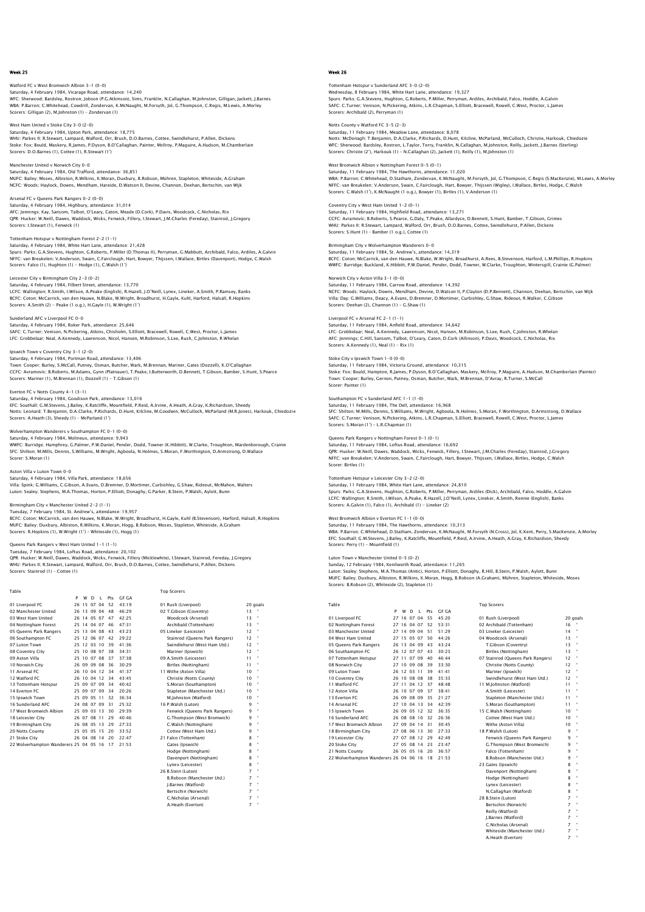## Week 25

Watford FC v West Bromwich Albion 3-1 (0-0)
Saturday, 4 February 1984, Vicarage Road, attendance: 14,240
WFC: Sherwood; Bardsley, Rostron, Jobson (P.G.Atkinson), Sims, Franklin, N.Callaghan, M.Johnston, Gilligan, Jackett, J.Barnes
WBA: P.Barron; C.Whitehead, Cowdrill, Zondervan, K.McNaught, M.Forsyth, Jol, G.Thompson, C.Regis, M.Lewis, A.Morley
Scorers: Gilligan (2), M.Johnston (1) - Zondervan (1)

West Ham United v Stoke City 3-0 (2-0)
Saturday, 4 February 1984, Upton Park, attendance: 18,775
WHU: Parkes II; R.Stewart, Lampard, Walford, Orr, Brush, D.O.Barnes, Cottee, Swindlehurst, P.Allen, Dickens
Stoke: Fox; Bould, Maskery, R.James, P.Dyson, B.O'Callaghan, Painter, McIlroy, P.Maguire, A.Hudson, M.Chamberlain
Scorers: D.O.Barnes (1), Cottee (1), R.Stewart (1')

Manchester United v Norwich City 0-0
Saturday, 4 February 1984, Old Trafford, attendance: 36,851
MUFC: Bailey; Moses, Albiston, R.Wilkins, K.Moran, Duxbury, B.Robson, Mühren, Stapleton, Whiteside, A.Graham
NCFC: Woods; Haylock, Downs, Mendham, Hareide, D.Watson II, Devine, Channon, Deehan, Bertschin, van Wijk

Arsenal FC v Queens Park Rangers 0-2 (0-0)
Saturday, 4 February 1984, Highbury, attendance: 31,014
AFC: Jennings; Kay, Sansom, Talbot, O'Leary, Caton, Meade (D.Cork), P.Davis, Woodcock, C.Nicholas, Rix
QPR: Hucker; W.Neill, Dawes, Waddock, Wicks, Fenwick, Fillery, I.Stewart, J.M.Charles (Fereday), Stainrod, J.Gregory
Scorers: I.Stewart (1), Fenwick (1)

Tottenham Hotspur v Nottingham Forest 2-2 (1-1)
Saturday, 4 February 1984, White Hart Lane, attendance: 21,428
Spurs: Parks; G.A.Stevens, Hughton, G.Roberts, P.Miller (D.Thomas II), Perryman, G.Mabbutt, Archibald, Falco, Ardiles, A.Galvin
NFFC: van Breukelen; V.Anderson, Swain, C.Fairclough, Hart, Bowyer, Thijssen, I.Wallace, Birtles (Davenport), Hodge, C.Walsh
Scorers: Falco (1), Hughton (1) - Hodge (1), C.Walsh (1')

Leicester City v Birmingham City 2-3 (0-2)
Saturday, 4 February 1984, Filbert Street, attendance: 13,770
LCFC: Wallington; R.Smith, I.Wilson, A.Peake (English), R.Hazell, J.O'Neill, Lynex, Lineker, A.Smith, P.Ramsey, Banks
BCFC: Coton; McCarrick, van den Hauwe, N.Blake, W.Wright, Broadhurst, H.Gayle, Kuhl, Harford, Halsall, R.Hopkins
Scorers: A.Smith (2) - Peake (1 o.g.), H.Gayle (1), W.Wright (1')

Sunderland AFC v Liverpool FC 0-0
Saturday, 4 February 1984, Roker Park, attendance: 25,646
SAFC: C.Turner; Venison, N.Pickering, Atkins, Chisholm, S.Elliott, Bracewell, Rowell, C.West, Proctor, L.James
LFC: Grobbelaar; Neal, A.Kennedy, Lawrenson, Nicol, Hansen, M.Robinson, S.Lee, Rush, C.Johnston, R.Whelan

Ipswich Town v Coventry City 3-1 (2-0)
Saturday, 4 February 1984, Portman Road, attendance: 13,406
Town: Cooper; Burley, S.McCall, Putney, Osman, Butcher, Wark, M.Brennan, Mariner, Gates (Dozzell), K.O'Callaghan
CCFC: Avramovic; B.Roberts, M.Adams, Gynn (Platnauer), T.Peake, I.Butterworth, D.Bennett, T.Gibson, Bamber, S.Hunt, S.Pearce
Scorers: Mariner (1), M.Brennan (1), Dozzell (1) - T.Gibson (1)

Everton FC v Notts County 4-1 (3-1)
Saturday, 4 February 1984, Goodison Park, attendance: 13,016
EFC: Southall; G.M.Stevens, J.Bailey, K.Ratcliffe, Mountfield, P.Reid, A.Irvine, A.Heath, A.Gray, K.Richardson, Sheedy
Notts: Leonard; T.Benjamin, D.A.Clarke, P.Richards, D.Hunt, Kilcline, M.Goodwin, McCulloch, McParland (M.R.Jones), Harkouk, Chiedozie
Scorers: A.Heath (3), Sheedy (1) - McParland (1')

Wolverhampton Wanderers v Southampton FC 0-1 (0-0)
Saturday, 4 February 1984, Molineux, attendance: 9,943
WWFC: Burridge; Humphrey, G.Palmer, P.W.Daniel, Pender, Dodd, Towner (K.Hibbitt), W.Clarke, Troughton, Mardenborough, Crainie
SFC: Shilton; M.Mills, Dennis, S.Williams, M.Wright, Agboola, N.Holmes, S.Moran, F.Worthington, D.Armstrong, D.Wallace
Scorer: S.Moran (1)

Aston Villa v Luton Town 0-0
Saturday, 4 February 1984, Villa Park, attendance: 18,656
Villa: Spink; G.Williams, C.Gibson, A.Evans, D.Bremner, D.Mortimer, Curbishley, G.Shaw, Rideout, McMahon, Walters
Luton: Sealey; Stephens, M.A.Thomas, Horton, P.Elliott, Donaghy, G.Parker, B.Stein, P.Walsh, Aylott, Bunn

Birmingham City v Manchester United 2-2 (1-1)
Tuesday, 7 February 1984, St. Andrew's, attendance: 19,957
BCFC: Coton; McCarrick, van den Hauwe, N.Blake, W.Wright, Broadhurst, H.Gayle, Kuhl (B.Stevenson), Harford, Halsall, R.Hopkins
MUFC: Bailey; Duxbury, Albiston, R.Wilkins, K.Moran, Hogg, B.Robson, Moses, Stapleton, Whiteside, A.Graham
Scorers: R.Hopkins (1), W.Wright (1') - Whiteside (1), Hogg (1)

Queens Park Rangers v West Ham United 1-1 (1-1)
Tuesday, 7 February 1984, Loftus Road, attendance: 20,102
QPR: Hucker; W.Neill, Dawes, Waddock, Wicks, Fenwick, Fillery (Micklewhite), I.Stewart, Stainrod, Fereday, J.Gregory
WHU: Parkes II; R.Stewart, Lampard, Walford, Orr, Brush, D.O.Barnes, Cottee, Swindlehurst, P.Allen, Dickens
Scorers: Stainrod (1) - Cottee (1)

Table

| | P | W | D | L | Pts | GF GA |
|---|---|---|---|---|---|---|
| 01 Liverpool FC | 26 | 15 | 07 | 04 | 52 | 43:19 |
| 02 Manchester United | 26 | 13 | 09 | 04 | 48 | 46:29 |
| 03 West Ham United | 26 | 14 | 05 | 07 | 47 | 42:25 |
| 04 Nottingham Forest | 25 | 14 | 04 | 07 | 46 | 47:31 |
| 05 Queens Park Rangers | 25 | 13 | 04 | 08 | 43 | 43:23 |
| 06 Southampton FC | 25 | 12 | 06 | 07 | 42 | 29:22 |
| 07 Luton Town | 25 | 12 | 03 | 10 | 39 | 41:36 |
| 08 Coventry City | 25 | 10 | 08 | 07 | 38 | 34:31 |
| 09 Aston Villa | 25 | 10 | 07 | 08 | 37 | 37:38 |
| 10 Norwich City | 26 | 09 | 09 | 08 | 36 | 30:29 |
| 11 Arsenal FC | 26 | 10 | 04 | 12 | 34 | 41:37 |
| 12 Watford FC | 26 | 10 | 04 | 12 | 34 | 43:45 |
| 13 Tottenham Hotspur | 25 | 09 | 07 | 09 | 34 | 40:42 |
| 14 Everton FC | 25 | 09 | 07 | 09 | 34 | 20:26 |
| 15 Ipswich Town | 25 | 09 | 05 | 11 | 32 | 36:34 |
| 16 Sunderland AFC | 24 | 08 | 07 | 09 | 31 | 25:32 |
| 17 West Bromwich Albion | 25 | 09 | 03 | 13 | 30 | 29:39 |
| 18 Leicester City | 26 | 07 | 08 | 11 | 29 | 40:46 |
| 19 Birmingham City | 26 | 08 | 05 | 13 | 29 | 27:33 |
| 20 Notts County | 25 | 05 | 05 | 15 | 20 | 33:52 |
| 21 Stoke City | 26 | 04 | 08 | 14 | 20 | 22:47 |
| 22 Wolverhampton Wanderers | 25 | 04 | 05 | 16 | 17 | 21:53 |

Top Scorers

| | |
|---|---|
| 01 Rush (Liverpool) | 20 goals |
| 02 T.Gibson (Coventry) | 13 " |
| Woodcock (Arsenal) | 13 " |
| Archibald (Tottenham) | 13 " |
| 05 Lineker (Leicester) | 12 " |
| Stainrod (Queens Park Rangers) | 12 " |
| Swindlehurst (West Ham Utd.) | 12 " |
| Mariner (Ipswich) | 12 " |
| 09 A.Smith (Leicester) | 11 " |
| Birtles (Nottingham) | 11 " |
| 11 Withe (Aston Villa) | 10 " |
| Christie (Notts County) | 10 " |
| S.Moran (Southampton) | 10 " |
| Stapleton (Manchester Utd.) | 10 " |
| M.Johnston (Watford) | 10 " |
| 16 P.Walsh (Luton) | 9 " |
| Fenwick (Queens Park Rangers) | 9 " |
| G.Thompson (West Bromwich) | 9 " |
| C.Walsh (Nottingham) | 9 " |
| Cottee (West Ham Utd.) | 9 " |
| 21 Falco (Tottenham) | 8 " |
| Gates (Ipswich) | 8 " |
| Hodge (Nottingham) | 8 " |
| Davenport (Nottingham) | 8 " |
| Lynex (Leicester) | 8 " |
| 26 B.Stein (Luton) | 7 " |
| B.Robson (Manchester Utd.) | 7 " |
| J.Barnes (Watford) | 7 " |
| Bertschin (Norwich) | 7 " |
| C.Nicholas (Arsenal) | 7 " |
| A.Heath (Everton) | 7 " |

## Week 26

Tottenham Hotspur v Sunderland AFC 3-0 (2-0)
Wednesday, 8 February 1984, White Hart Lane, attendance: 19,327
Spurs: Parks; G.A.Stevens, Hughton, G.Roberts, P.Miller, Perryman, Ardiles, Archibald, Falco, Hoddle, A.Galvin
SAFC: C.Turner; Venison, N.Pickering, Atkins, L.R.Chapman, S.Elliott, Bracewell, Rowell, C.West, Proctor, L.James
Scorers: Archibald (2), Perryman (1)

Notts County v Watford FC 3-5 (2-3)
Saturday, 11 February 1984, Meadow Lane, attendance: 8,078
Notts: McDonagh; T.Benjamin, D.A.Clarke, P.Richards, D.Hunt, Kilcline, McParland, McCulloch, Christie, Harkouk, Chiedozie
WFC: Sherwood; Bardsley, Rostron, L.Taylor, Terry, Franklin, N.Callaghan, M.Johnston, Reilly, Jackett, J.Barnes (Sterling)
Scorers: Christie (2'), Harkouk (1) - N.Callaghan (2), Jackett (1), Reilly (1), M.Johnston (1)

West Bromwich Albion v Nottingham Forest 0-5 (0-1)
Saturday, 11 February 1984, The Hawthorns, attendance: 11,020
WBA: P.Barron; C.Whitehead, D.Statham, Zondervan, K.McNaught, M.Forsyth, Jol, G.Thompson, C.Regis (S.MacKenzie), M.Lewis, A.Morley
NFFC: van Breukelen; V.Anderson, Swain, C.Fairclough, Hart, Bowyer, Thijssen (Wigley), I.Wallace, Birtles, Hodge, C.Walsh
Scorers: C.Walsh (1'), K.McNaught (1 o.g.), Bowyer (1), Birtles (1), V.Anderson (1)

Coventry City v West Ham United 1-2 (0-1)
Saturday, 11 February 1984, Highfield Road, attendance: 13,271
CCFC: Avramovic; B.Roberts, S.Pearce, G.Daly, T.Peake, Allardyce, D.Bennett, S.Hunt, Bamber, T.Gibson, Grimes
WHU: Parkes II; R.Stewart, Lampard, Walford, Orr, Brush, D.O.Barnes, Cottee, Swindlehurst, P.Allen, Dickens
Scorers: S.Hunt (1) - Bamber (1 o.g.), Cottee (1)

Birmingham City v Wolverhampton Wanderers 0-0
Saturday, 11 February 1984, St. Andrew's, attendance: 14,319
BCFC: Coton; McCarrick, van den Hauwe, N.Blake, W.Wright, Broadhurst, A.Rees, B.Stevenson, Harford, L.M.Phillips, R.Hopkins
WWFC: Burridge; Buckland, K.Hibbitt, P.W.Daniel, Pender, Dodd, Towner, W.Clarke, Troughton, Wintersgill, Crainie (G.Palmer)

Norwich City v Aston Villa 3-1 (0-0)
Saturday, 11 February 1984, Carrow Road, attendance: 14,392
NCFC: Woods; Haylock, Downs, Mendham, Devine, D.Watson II, P.Clayton (D.P.Bennett), Channon, Deehan, Bertschin, van Wijk
Villa: Day; G.Williams, Deacy, A.Evans, D.Bremner, D.Mortimer, Curbishley, G.Shaw, Rideout, R.Walker, C.Gibson
Scorers: Deehan (2), Channon (1) - G.Shaw (1)

Liverpool FC v Arsenal FC 2-1 (1-1)
Saturday, 11 February 1984, Anfield Road, attendance: 34,642
LFC: Grobbelaar; Neal, A.Kennedy, Lawrenson, Nicol, Hansen, M.Robinson, S.Lee, Rush, C.Johnston, R.Whelan
AFC: Jennings; C.Hill, Sansom, Talbot, O'Leary, Caton, D.Cork (Allinson), P.Davis, Woodcock, C.Nicholas, Rix
Scorers: A.Kennedy (1), Neal (1) - Rix (1)

Stoke City v Ipswich Town 1-0 (0-0)
Saturday, 11 February 1984, Victoria Ground, attendance: 10,315
Stoke: Fox; Bould, Hampton, R.James, P.Dyson, B.O'Callaghan, Maskery, McIlroy, P.Maguire, A.Hudson, M.Chamberlain (Painter)
Town: Cooper; Burley, Gernon, Putney, Osman, Butcher, Wark, M.Brennan, D'Avray, R.Turner, S.McCall
Scorer: Painter (1)

Southampton FC v Sunderland AFC 1-1 (1-0)
Saturday, 11 February 1984, The Dell, attendance: 16,968
SFC: Shilton; M.Mills, Dennis, S.Williams, M.Wright, Agboola, N.Holmes, S.Moran, F.Worthington, D.Armstrong, D.Wallace
SAFC: C.Turner; Venison, N.Pickering, Atkins, L.R.Chapman, S.Elliott, Bracewell, Rowell, C.West, Proctor, L.James
Scorers: S.Moran (1') - L.R.Chapman (1)

Queens Park Rangers v Nottingham Forest 0-1 (0-1)
Saturday, 11 February 1984, Loftus Road, attendance: 16,692
QPR: Hucker; W.Neill, Dawes, Waddock, Wicks, Fenwick, Fillery, I.Stewart, J.M.Charles (Fereday), Stainrod, J.Gregory
NFFC: van Breukelen; V.Anderson, Swain, C.Fairclough, Hart, Bowyer, Thijssen, I.Wallace, Birtles, Hodge, C.Walsh
Scorer: Birtles (1)

Tottenham Hotspur v Leicester City 3-2 (2-0)
Saturday, 11 February 1984, White Hart Lane, attendance: 24,810
Spurs: Parks; G.A.Stevens, Hughton, G.Roberts, P.Miller, Perryman, Ardiles (Dick), Archibald, Falco, Hoddle, A.Galvin
LCFC: Wallington; R.Smith, I.Wilson, A.Peake, R.Hazell, J.O'Neill, Lynex, Lineker, A.Smith, Rennie (English), Banks
Scorers: A.Galvin (1), Falco (1), Archibald (1) - Lineker (2)

West Bromwich Albion v Everton FC 1-1 (0-0)
Saturday, 11 February 1984, The Hawthorns, attendance: 10,313
WBA: P.Barron; C.Whitehead, D.Statham, Zondervan, K.McNaught, M.Forsyth (N.Cross), Jol, K.Kent, Perry, S.MacKenzie, A.Morley
EFC: Southall; G.M.Stevens, J.Bailey, K.Ratcliffe, Mountfield, P.Reid, A.Irvine, A.Heath, A.Gray, K.Richardson, Sheedy
Scorers: Perry (1) - Mountfield (1)

Luton Town v Manchester United 0-5 (0-2)
Sunday, 12 February 1984, Kenilworth Road, attendance: 11,265
Luton: Sealey; Stephens, M.A.Thomas (Antic), Horton, P.Elliott, Donaghy, R.Hill, B.Stein, P.Walsh, Aylott, Bunn
MUFC: Bailey; Duxbury, Albiston, R.Wilkins, K.Moran, Hogg, B.Robson (A.Graham), Mühren, Stapleton, Whiteside, Moses
Scorers: B.Robson (2), Whiteside (2), Stapleton (1)

Table

| | P | W | D | L | Pts | GF GA |
|---|---|---|---|---|---|---|
| 01 Liverpool FC | 27 | 16 | 07 | 04 | 55 | 45:20 |
| 02 Nottingham Forest | 27 | 16 | 04 | 07 | 52 | 53:31 |
| 03 Manchester United | 27 | 14 | 09 | 04 | 51 | 51:29 |
| 04 West Ham United | 27 | 15 | 05 | 07 | 50 | 44:26 |
| 05 Queens Park Rangers | 26 | 13 | 04 | 09 | 43 | 43:24 |
| 06 Southampton FC | 26 | 12 | 07 | 07 | 43 | 30:23 |
| 07 Tottenham Hotspur | 27 | 11 | 07 | 09 | 40 | 46:44 |
| 08 Norwich City | 27 | 10 | 09 | 08 | 39 | 33:30 |
| 09 Luton Town | 26 | 12 | 03 | 11 | 39 | 41:41 |
| 10 Coventry City | 26 | 10 | 08 | 08 | 38 | 35:33 |
| 11 Watford FC | 27 | 11 | 04 | 12 | 37 | 48:48 |
| 12 Aston Villa | 26 | 10 | 07 | 09 | 37 | 38:41 |
| 13 Everton FC | 26 | 09 | 08 | 09 | 35 | 21:27 |
| 14 Arsenal FC | 27 | 10 | 04 | 13 | 34 | 42:39 |
| 15 Ipswich Town | 26 | 09 | 05 | 12 | 32 | 36:35 |
| 16 Sunderland AFC | 26 | 08 | 08 | 10 | 32 | 26:36 |
| 17 West Bromwich Albion | 27 | 09 | 04 | 14 | 31 | 30:45 |
| 18 Birmingham City | 27 | 08 | 06 | 13 | 30 | 27:33 |
| 19 Leicester City | 27 | 07 | 08 | 12 | 29 | 42:49 |
| 20 Stoke City | 27 | 05 | 08 | 14 | 23 | 23:47 |
| 21 Notts County | 26 | 05 | 05 | 16 | 20 | 36:57 |
| 22 Wolverhampton Wanderers | 26 | 04 | 06 | 16 | 18 | 21:53 |

Top Scorers

| | |
|---|---|
| 01 Rush (Liverpool) | 20 goals |
| 02 Archibald (Tottenham) | 16 " |
| 03 Lineker (Leicester) | 14 " |
| 04 Woodcock (Arsenal) | 13 " |
| T.Gibson (Coventry) | 13 " |
| Birtles (Nottingham) | 13 " |
| 07 Stainrod (Queens Park Rangers) | 12 " |
| Christie (Notts County) | 12 " |
| Mariner (Ipswich) | 12 " |
| Swindlehurst (West Ham Utd.) | 12 " |
| 11 M.Johnston (Watford) | 11 " |
| A.Smith (Leicester) | 11 " |
| Stapleton (Manchester Utd.) | 11 " |
| S.Moran (Southampton) | 11 " |
| 15 C.Walsh (Nottingham) | 10 " |
| Cottee (West Ham Utd.) | 10 " |
| Withe (Aston Villa) | 10 " |
| 18 P.Walsh (Luton) | 9 " |
| Fenwick (Queens Park Rangers) | 9 " |
| G.Thompson (West Bromwich) | 9 " |
| Falco (Tottenham) | 9 " |
| B.Robson (Manchester Utd.) | 9 " |
| 23 Gates (Ipswich) | 8 " |
| Davenport (Nottingham) | 8 " |
| Hodge (Nottingham) | 8 " |
| Lynex (Leicester) | 8 " |
| N.Callaghan (Watford) | 8 " |
| 28 B.Stein (Luton) | 7 " |
| Bertschin (Norwich) | 7 " |
| Reilly (Watford) | 7 " |
| J.Barnes (Watford) | 7 " |
| C.Nicholas (Arsenal) | 7 " |
| Whiteside (Manchester Utd.) | 7 " |
| A.Heath (Everton) | 7 " |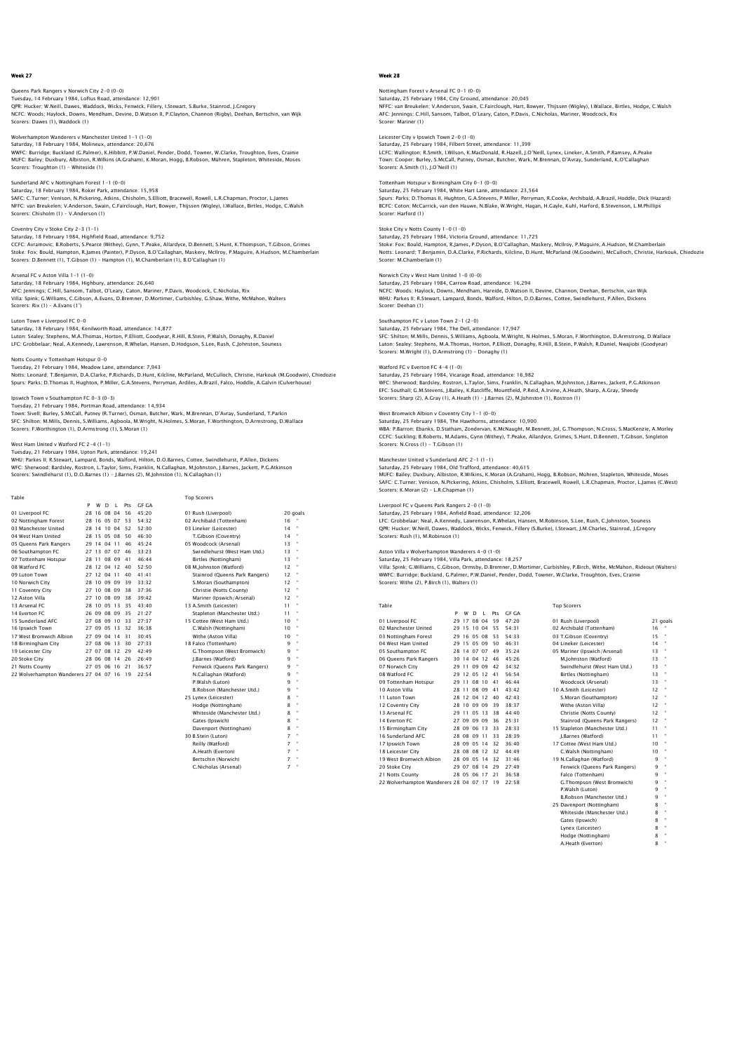# Week 27

Queens Park Rangers v Norwich City 2–0 (0–0)
Tuesday, 14 February 1984, Loftus Road, attendance: 12,901
QPR: Hucker; W.Neill, Dawes, Waddock, Wicks, Fenwick, Fillery, I.Stewart, S.Burke, Stainrod, J.Gregory
NCFC: Woods; Haylock, Downs, Mendham, Devine, D.Watson II, P.Clayton, Channon (Rigby), Deehan, Bertschin, van Wijk
Scorers: Dawes (1), Waddock (1)

Wolverhampton Wanderers v Manchester United 1–1 (1–0)
Saturday, 18 February 1984, Molineux, attendance: 20,676
WWFC: Burridge; Buckland (G.Palmer), K.Hibbitt, P.W.Daniel, Pender, Dodd, Towner, W.Clarke, Troughton, Eves, Crainie
MUFC: Bailey; Duxbury, Albiston, R.Wilkins (A.Graham), K.Moran, Hogg, B.Robson, Mühren, Stapleton, Whiteside, Moses
Scorers: Troughton (1) – Whiteside (1)

Sunderland AFC v Nottingham Forest 1–1 (0–0)
Saturday, 18 February 1984, Roker Park, attendance: 15,958
SAFC: C.Turner; Venison, N.Pickering, Atkins, Chisholm, S.Elliott, Bracewell, Rowell, L.R.Chapman, Proctor, L.James
NFFC: van Breukelen; V.Anderson, Swain, C.Fairclough, Hart, Bowyer, Thijssen (Wigley), I.Wallace, Birtles, Hodge, C.Walsh
Scorers: Chisholm (1) – V.Anderson (1)

Coventry City v Stoke City 2–3 (1–1)
Saturday, 18 February 1984, Highfield Road, attendance: 9,752
CCFC: Avramovic; B.Roberts, S.Pearce (Withey), Gynn, T.Peake, Allardyce, D.Bennett, S.Hunt, K.Thompson, T.Gibson, Grimes
Stoke: Fox; Bould, Hampton, R.James (Painter), P.Dyson, B.O'Callaghan, Maskery, McIlroy, P.Maguire, A.Hudson, M.Chamberlain
Scorers: D.Bennett (1), T.Gibson (1) – Hampton (1), M.Chamberlain (1), B.O'Callaghan (1)

Arsenal FC v Aston Villa 1–1 (1–0)
Saturday, 18 February 1984, Highbury, attendance: 26,640
AFC: Jennings; C.Hill, Sansom, Talbot, O'Leary, Caton, Mariner, P.Davis, Woodcock, C.Nicholas, Rix
Villa: Spink; G.Williams, C.Gibson, A.Evans, D.Bremner, D.Mortimer, Curbishley, G.Shaw, Withe, McMahon, Walters
Scorers: Rix (1) – A.Evans (1')

Luton Town v Liverpool FC 0–0
Saturday, 18 February 1984, Kenilworth Road, attendance: 14,877
Luton: Sealey; Stephens, M.A.Thomas, Horton, P.Elliott, Goodyear, R.Hill, B.Stein, P.Walsh, Donaghy, R.Daniel
LFC: Grobbelaar; Neal, A.Kennedy, Lawrenson, R.Whelan, Hansen, D.Hodgson, S.Lee, Rush, C.Johnston, Souness

Notts County v Tottenham Hotspur 0–0
Tuesday, 21 February 1984, Meadow Lane, attendance: 7,943
Notts: Leonard; T.Benjamin, D.A.Clarke, P.Richards, D.Hunt, Kilcline, McParland, McCulloch, Christie, Harkouk (M.Goodwin), Chiedozie
Spurs: Parks; D.Thomas II, Hughton, P.Miller, G.A.Stevens, Perryman, Ardiles, A.Brazil, Falco, Hoddle, A.Galvin (Culverhouse)

Ipswich Town v Southampton FC 0–3 (0–3)
Tuesday, 21 February 1984, Portman Road, attendance: 14,934
Town: Sivell; Burley, S.McCall, Putney (R.Turner), Osman, Butcher, Wark, M.Brennan, D'Avray, Sunderland, T.Parkin
SFC: Shilton; M.Mills, Dennis, S.Williams, Agboola, M.Wright, N.Holmes, S.Moran, F.Worthington, D.Armstrong, D.Wallace
Scorers: F.Worthington (1), D.Armstrong (1), S.Moran (1)

West Ham United v Watford FC 2–4 (1–1)
Tuesday, 21 February 1984, Upton Park, attendance: 19,241
WHU: Parkes II; R.Stewart, Lampard, Bonds, Walford, Hilton, D.O.Barnes, Cottee, Swindlehurst, P.Allen, Dickens
WFC: Sherwood; Bardsley, Rostron, L.Taylor, Sims, Franklin, N.Callaghan, M.Johnston, J.Barnes, Jackett, P.G.Atkinson
Scorers: Swindlehurst (1), D.O.Barnes (1) – J.Barnes (2), M.Johnston (1), N.Callaghan (1)

Table

| | P | W | D | L | Pts | GF GA |
|---|---|---|---|---|---|---|
| 01 Liverpool FC | 28 | 16 | 08 | 04 | 56 | 45:20 |
| 02 Nottingham Forest | 28 | 16 | 05 | 07 | 53 | 54:32 |
| 03 Manchester United | 28 | 14 | 10 | 04 | 52 | 52:30 |
| 04 West Ham United | 28 | 15 | 05 | 08 | 50 | 46:30 |
| 05 Queens Park Rangers | 29 | 14 | 04 | 11 | 46 | 45:24 |
| 06 Southampton FC | 27 | 13 | 07 | 07 | 46 | 33:23 |
| 07 Tottenham Hotspur | 28 | 11 | 08 | 09 | 41 | 46:44 |
| 08 Watford FC | 28 | 12 | 04 | 12 | 40 | 52:50 |
| 09 Luton Town | 27 | 12 | 04 | 11 | 40 | 41:41 |
| 10 Norwich City | 28 | 10 | 09 | 09 | 39 | 33:32 |
| 11 Coventry City | 27 | 10 | 08 | 09 | 38 | 37:36 |
| 12 Aston Villa | 27 | 10 | 08 | 09 | 38 | 39:42 |
| 13 Arsenal FC | 28 | 10 | 05 | 13 | 35 | 43:40 |
| 14 Everton FC | 26 | 09 | 08 | 09 | 35 | 21:27 |
| 15 Sunderland AFC | 27 | 08 | 09 | 10 | 33 | 27:37 |
| 16 Ipswich Town | 27 | 09 | 05 | 13 | 32 | 36:38 |
| 17 West Bromwich Albion | 27 | 09 | 04 | 14 | 31 | 30:45 |
| 18 Birmingham City | 27 | 08 | 06 | 13 | 30 | 27:33 |
| 19 Leicester City | 27 | 07 | 08 | 12 | 29 | 42:49 |
| 20 Stoke City | 28 | 06 | 08 | 14 | 26 | 26:49 |
| 21 Notts County | 27 | 05 | 06 | 16 | 21 | 36:57 |
| 22 Wolverhampton Wanderers | 27 | 04 | 07 | 16 | 19 | 22:54 |

Top Scorers

| | |
|---|---|
| 01 Rush (Liverpool) | 20 goals |
| 02 Archibald (Tottenham) | 16 " |
| 03 Lineker (Leicester) | 14 " |
| T.Gibson (Coventry) | 14 " |
| 05 Woodcock (Arsenal) | 13 " |
| Swindlehurst (West Ham Utd.) | 13 " |
| Birtles (Nottingham) | 13 " |
| 08 M.Johnston (Watford) | 12 " |
| Stainrod (Queens Park Rangers) | 12 " |
| S.Moran (Southampton) | 12 " |
| Christie (Notts County) | 12 " |
| Mariner (Ipswich/Arsenal) | 12 " |
| 13 A.Smith (Leicester) | 11 " |
| Stapleton (Manchester Utd.) | 11 " |
| 15 Cottee (West Ham Utd.) | 10 " |
| C.Walsh (Nottingham) | 10 " |
| Withe (Aston Villa) | 10 " |
| 18 Falco (Tottenham) | 9 " |
| G.Thompson (West Bromwich) | 9 " |
| J.Barnes (Watford) | 9 " |
| Fenwick (Queens Park Rangers) | 9 " |
| N.Callaghan (Watford) | 9 " |
| P.Walsh (Luton) | 9 " |
| B.Robson (Manchester Utd.) | 9 " |
| 25 Lynex (Leicester) | 8 " |
| Hodge (Nottingham) | 8 " |
| Whiteside (Manchester Utd.) | 8 " |
| Gates (Ipswich) | 8 " |
| Davenport (Nottingham) | 8 " |
| 30 B.Stein (Luton) | 7 " |
| Reilly (Watford) | 7 " |
| A.Heath (Everton) | 7 " |
| Bertschin (Norwich) | 7 " |
| C.Nicholas (Arsenal) | 7 " |

# Week 28

Nottingham Forest v Arsenal FC 0–1 (0–0)
Saturday, 25 February 1984, City Ground, attendance: 20,045
NFFC: van Breukelen; V.Anderson, Swain, C.Fairclough, Hart, Bowyer, Thijssen (Wigley), I.Wallace, Birtles, Hodge, C.Walsh
AFC: Jennings; C.Hill, Sansom, Talbot, O'Leary, Caton, P.Davis, C.Nicholas, Mariner, Woodcock, Rix
Scorer: Mariner (1)

Leicester City v Ipswich Town 2–0 (1–0)
Saturday, 25 February 1984, Filbert Street, attendance: 11,399
LCFC: Wallington; R.Smith, I.Wilson, K.MacDonald, R.Hazell, J.O'Neill, Lynex, Lineker, A.Smith, P.Ramsey, A.Peake
Town: Cooper; Burley, S.McCall, Putney, Osman, Butcher, Wark, M.Brennan, D'Avray, Sunderland, K.O'Callaghan
Scorers: A.Smith (1), J.O'Neill (1)

Tottenham Hotspur v Birmingham City 0–1 (0–0)
Saturday, 25 February 1984, White Hart Lane, attendance: 23,564
Spurs: Parks; D.Thomas II, Hughton, G.A.Stevens, P.Miller, Perryman, R.Cooke, Archibald, A.Brazil, Hoddle, Dick (Hazard)
BCFC: Coton; McCarrick, van den Hauwe, N.Blake, W.Wright, Hagan, H.Gayle, Kuhl, Harford, B.Stevenson, L.M.Phillips
Scorer: Harford (1)

Stoke City v Notts County 1–0 (1–0)
Saturday, 25 February 1984, Victoria Ground, attendance: 11,725
Stoke: Fox; Bould, Hampton, R.James, P.Dyson, B.O'Callaghan, Maskery, McIlroy, P.Maguire, A.Hudson, M.Chamberlain
Notts: Leonard; T.Benjamin, D.A.Clarke, P.Richards, Kilcline, D.Hunt, McParland (M.Goodwin), McCulloch, Christie, Harkouk, Chiedozie
Scorer: M.Chamberlain (1)

Norwich City v West Ham United 1–0 (0–0)
Saturday, 25 February 1984, Carrow Road, attendance: 16,294
NCFC: Woods; Haylock, Downs, Mendham, Hareide, D.Watson II, Devine, Channon, Deehan, Bertschin, van Wijk
WHU: Parkes II; R.Stewart, Lampard, Bonds, Walford, Hilton, D.O.Barnes, Cottee, Swindlehurst, P.Allen, Dickens
Scorer: Deehan (1)

Southampton FC v Luton Town 2–1 (2–0)
Saturday, 25 February 1984, The Dell, attendance: 17,947
SFC: Shilton; M.Mills, Dennis, S.Williams, Agboola, M.Wright, N.Holmes, S.Moran, F.Worthington, D.Armstrong, D.Wallace
Luton: Sealey; Stephens, M.A.Thomas, Horton, P.Elliott, Donaghy, R.Hill, B.Stein, P.Walsh, R.Daniel, Nwajiobi (Goodyear)
Scorers: M.Wright (1), D.Armstrong (1) – Donaghy (1)

Watford FC v Everton FC 4–4 (1–0)
Saturday, 25 February 1984, Vicarage Road, attendance: 16,982
WFC: Sherwood; Bardsley, Rostron, L.Taylor, Sims, Franklin, N.Callaghan, M.Johnston, J.Barnes, Jackett, P.G.Atkinson
EFC: Southall; G.M.Stevens, J.Bailey, K.Ratcliffe, Mountfield, P.Reid, A.Irvine, A.Heath, Sharp, A.Gray, Sheedy
Scorers: Sharp (2), A.Gray (1), A.Heath (1) – J.Barnes (2), M.Johnston (1), Rostron (1)

West Bromwich Albion v Coventry City 1–1 (0–0)
Saturday, 25 February 1984, The Hawthorns, attendance: 10,900
WBA: P.Barron; Ebanks, D.Statham, Zondervan, K.McNaught, M.Bennett, Jol, G.Thompson, N.Cross, S.MacKenzie, A.Morley
CCFC: Suckling; B.Roberts, M.Adams, Gynn (Withey), T.Peake, Allardyce, Grimes, S.Hunt, D.Bennett, T.Gibson, Singleton
Scorers: N.Cross (1) – T.Gibson (1)

Manchester United v Sunderland AFC 2–1 (1–1)
Saturday, 25 February 1984, Old Trafford, attendance: 40,615
MUFC: Bailey; Duxbury, Albiston, R.Wilkins, K.Moran (A.Graham), Hogg, B.Robson, Mühren, Stapleton, Whiteside, Moses
SAFC: C.Turner; Venison, N.Pickering, Atkins, Chisholm, S.Elliott, Bracewell, Rowell, L.R.Chapman, Proctor, L.James (C.West)
Scorers: K.Moran (2) – L.R.Chapman (1)

Liverpool FC v Queens Park Rangers 2–0 (1–0)
Saturday, 25 February 1984, Anfield Road, attendance: 32,206
LFC: Grobbelaar; Neal, A.Kennedy, Lawrenson, R.Whelan, Hansen, M.Robinson, S.Lee, Rush, C.Johnston, Souness
QPR: Hucker; W.Neill, Dawes, Waddock, Wicks, Fenwick, Fillery (S.Burke), I.Stewart, J.M.Charles, Stainrod, J.Gregory
Scorers: Rush (1), M.Robinson (1)

Aston Villa v Wolverhampton Wanderers 4–0 (1–0)
Saturday, 25 February 1984, Villa Park, attendance: 18,257
Villa: Spink; G.Williams, C.Gibson, Ormsby, D.Bremner, D.Mortimer, Curbishley, P.Birch, Withe, McMahon, Rideout (Walters)
WWFC: Burridge; Buckland, G.Palmer, P.W.Daniel, Pender, Dodd, Towner, W.Clarke, Troughton, Eves, Crainie
Scorers: Withe (2), P.Birch (1), Walters (1)

Table

| | P | W | D | L | Pts | GF GA |
|---|---|---|---|---|---|---|
| 01 Liverpool FC | 29 | 17 | 08 | 04 | 59 | 47:20 |
| 02 Manchester United | 29 | 15 | 10 | 04 | 55 | 54:31 |
| 03 Nottingham Forest | 29 | 16 | 05 | 08 | 53 | 54:33 |
| 04 West Ham United | 29 | 15 | 05 | 09 | 50 | 46:31 |
| 05 Southampton FC | 28 | 14 | 07 | 07 | 49 | 35:24 |
| 06 Queens Park Rangers | 30 | 14 | 04 | 12 | 46 | 45:26 |
| 07 Norwich City | 29 | 11 | 09 | 09 | 42 | 34:32 |
| 08 Watford FC | 29 | 12 | 05 | 12 | 41 | 56:54 |
| 09 Tottenham Hotspur | 29 | 11 | 08 | 10 | 41 | 46:44 |
| 10 Aston Villa | 28 | 11 | 08 | 09 | 41 | 43:42 |
| 11 Luton Town | 28 | 12 | 04 | 12 | 40 | 42:43 |
| 12 Coventry City | 28 | 10 | 09 | 09 | 39 | 38:37 |
| 13 Arsenal FC | 29 | 11 | 05 | 13 | 38 | 44:40 |
| 14 Everton FC | 27 | 09 | 09 | 09 | 36 | 25:31 |
| 15 Birmingham City | 28 | 09 | 06 | 13 | 33 | 28:33 |
| 16 Sunderland AFC | 28 | 08 | 09 | 11 | 33 | 28:39 |
| 17 Ipswich Town | 28 | 09 | 05 | 14 | 32 | 36:40 |
| 18 Leicester City | 28 | 08 | 08 | 12 | 32 | 44:49 |
| 19 West Bromwich Albion | 28 | 09 | 05 | 14 | 32 | 31:46 |
| 20 Stoke City | 29 | 07 | 08 | 14 | 29 | 27:49 |
| 21 Notts County | 28 | 05 | 06 | 17 | 21 | 36:58 |
| 22 Wolverhampton Wanderers | 28 | 04 | 07 | 17 | 19 | 22:58 |

Top Scorers

| | |
|---|---|
| 01 Rush (Liverpool) | 21 goals |
| 02 Archibald (Tottenham) | 16 " |
| 03 T.Gibson (Coventry) | 15 " |
| 04 Lineker (Leicester) | 14 " |
| 05 Mariner (Ipswich/Arsenal) | 13 " |
| M.Johnston (Watford) | 13 " |
| Swindlehurst (West Ham Utd.) | 13 " |
| Birtles (Nottingham) | 13 " |
| Woodcock (Arsenal) | 13 " |
| 10 A.Smith (Leicester) | 12 " |
| S.Moran (Southampton) | 12 " |
| Withe (Aston Villa) | 12 " |
| Christie (Notts County) | 12 " |
| Stainrod (Queens Park Rangers) | 12 " |
| 15 Stapleton (Manchester Utd.) | 11 " |
| J.Barnes (Watford) | 11 " |
| 17 Cottee (West Ham Utd.) | 10 " |
| C.Walsh (Nottingham) | 10 " |
| 19 N.Callaghan (Watford) | 9 " |
| Fenwick (Queens Park Rangers) | 9 " |
| Falco (Tottenham) | 9 " |
| G.Thompson (West Bromwich) | 9 " |
| P.Walsh (Luton) | 9 " |
| B.Robson (Manchester Utd.) | 9 " |
| 25 Davenport (Nottingham) | 8 " |
| Whiteside (Manchester Utd.) | 8 " |
| Gates (Ipswich) | 8 " |
| Lynex (Leicester) | 8 " |
| Hodge (Nottingham) | 8 " |
| A.Heath (Everton) | 8 " |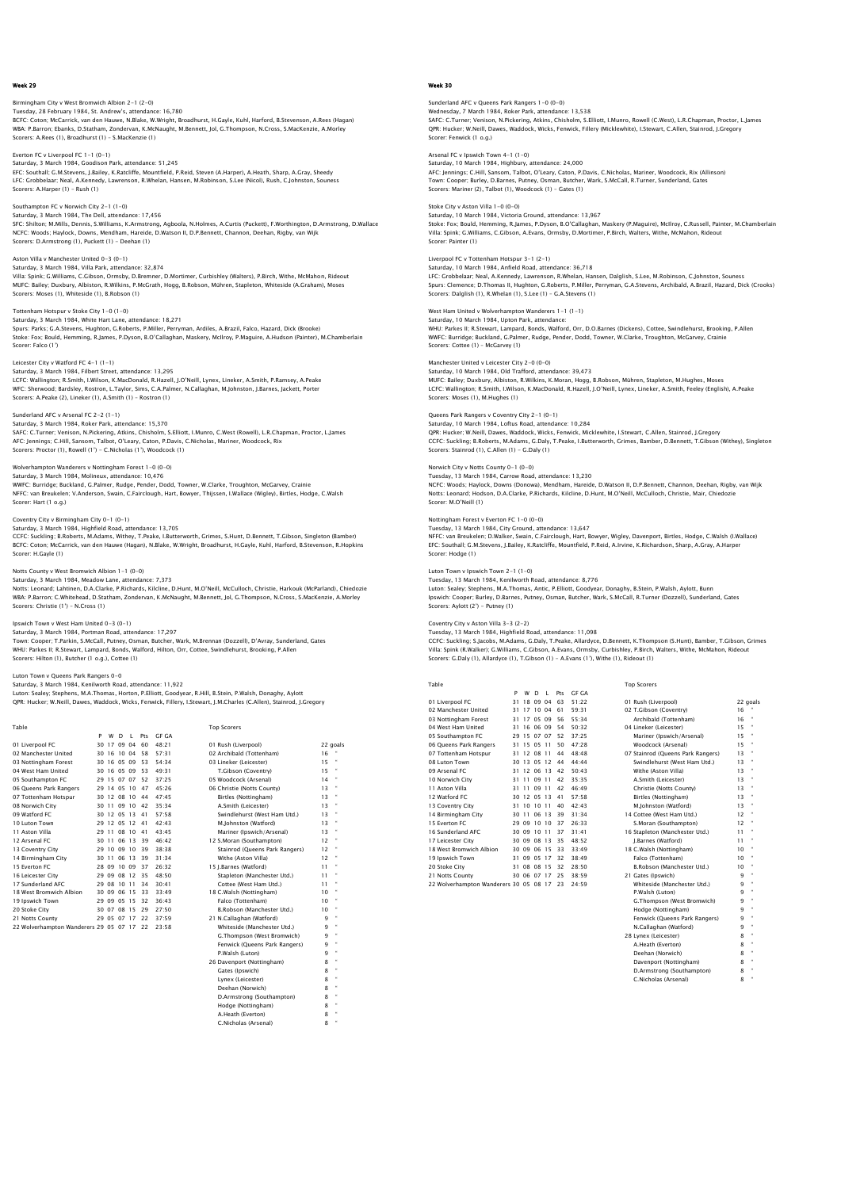## Week 29

Birmingham City v West Bromwich Albion 2–1 (2–0)
Tuesday, 28 February 1984, St. Andrew's, attendance: 16,780
BCFC: Coton; McCarrick, van den Hauwe, N.Blake, W.Wright, Broadhurst, H.Gayle, Kuhl, Harford, B.Stevenson, A.Rees (Hagan)
WBA: P.Barron; Ebanks, D.Statham, Zondervan, K.McNaught, M.Bennett, Jol, G.Thompson, N.Cross, S.MacKenzie, A.Morley
Scorers: A.Rees (1), Broadhurst (1) – S.MacKenzie (1)

Everton FC v Liverpool FC 1–1 (0–1)
Saturday, 3 March 1984, Goodison Park, attendance: 51,245
EFC: Southall; G.M.Stevens, J.Bailey, K.Ratcliffe, Mountfield, P.Reid, Steven (A.Harper), A.Heath, Sharp, A.Gray, Sheedy
LFC: Grobbelaar; Neal, A.Kennedy, Lawrenson, R.Whelan, Hansen, M.Robinson, S.Lee (Nicol), Rush, C.Johnston, Souness
Scorers: A.Harper (1) – Rush (1)

Southampton FC v Norwich City 2–1 (1–0)
Saturday, 3 March 1984, The Dell, attendance: 17,456
SFC: Shilton; M.Mills, Dennis, S.Williams, K.Armstrong, Agboola, N.Holmes, A.Curtis (Puckett), F.Worthington, D.Armstrong, D.Wallace
NCFC: Woods; Haylock, Downs, Mendham, Hareide, D.Watson II, D.P.Bennett, Channon, Deehan, Rigby, van Wijk
Scorers: D.Armstrong (1), Puckett (1) – Deehan (1)

Aston Villa v Manchester United 0–3 (0–1)
Saturday, 3 March 1984, Villa Park, attendance: 32,874
Villa: Spink; G.Williams, C.Gibson, Ormsby, D.Bremner, D.Mortimer, Curbishley (Walters), P.Birch, Withe, McMahon, Rideout
MUFC: Bailey; Duxbury, Albiston, R.Wilkins, P.McGrath, Hogg, B.Robson, Mühren, Stapleton, Whiteside (A.Graham), Moses
Scorers: Moses (1), Whiteside (1), B.Robson (1)

Tottenham Hotspur v Stoke City 1–0 (1–0)
Saturday, 3 March 1984, White Hart Lane, attendance: 18,271
Spurs: Parks; G.A.Stevens, Hughton, G.Roberts, P.Miller, Perryman, Ardiles, A.Brazil, Falco, Hazard, Dick (Brooke)
Stoke: Fox; Bould, Hemming, R.James, P.Dyson, B.O'Callaghan, Maskery, McIlroy, P.Maguire, A.Hudson (Painter), M.Chamberlain
Scorer: Falco (1')

Leicester City v Watford FC 4–1 (1–1)
Saturday, 3 March 1984, Filbert Street, attendance: 13,295
LCFC: Wallington; R.Smith, I.Wilson, K.MacDonald, R.Hazell, J.O'Neill, Lynex, Lineker, A.Smith, P.Ramsey, A.Peake
WFC: Sherwood; Bardsley, Rostron, L.Taylor, Sims, C.A.Palmer, N.Callaghan, M.Johnston, J.Barnes, Jackett, Porter
Scorers: A.Peake (2), Lineker (1), A.Smith (1) – Rostron (1)

Sunderland AFC v Arsenal FC 2–2 (1–1)
Saturday, 3 March 1984, Roker Park, attendance: 15,370
SAFC: C.Turner; Venison, N.Pickering, Atkins, Chisholm, S.Elliott, I.Munro, C.West (Rowell), L.R.Chapman, Proctor, L.James
AFC: Jennings; C.Hill, Sansom, Talbot, O'Leary, Caton, P.Davis, C.Nicholas, Mariner, Woodcock, Rix
Scorers: Proctor (1), Rowell (1') – C.Nicholas (1'), Woodcock (1)

Wolverhampton Wanderers v Nottingham Forest 1–0 (0–0)
Saturday, 3 March 1984, Molineux, attendance: 10,476
WWFC: Burridge; Buckland, G.Palmer, Rudge, Pender, Dodd, Towner, W.Clarke, Troughton, McGarvey, Crainie
NFFC: van Breukelen; V.Anderson, Swain, C.Fairclough, Hart, Bowyer, Thijssen, I.Wallace (Wigley), Birtles, Hodge, C.Walsh
Scorer: Hart (1 o.g.)

Coventry City v Birmingham City 0–1 (0–1)
Saturday, 3 March 1984, Highfield Road, attendance: 13,705
CCFC: Suckling; B.Roberts, M.Adams, Withey, T.Peake, I.Butterworth, Grimes, S.Hunt, D.Bennett, T.Gibson, Singleton (Bamber)
BCFC: Coton; McCarrick, van den Hauwe (Hagan), N.Blake, W.Wright, Broadhurst, H.Gayle, Kuhl, Harford, B.Stevenson, R.Hopkins
Scorer: H.Gayle (1)

Notts County v West Bromwich Albion 1–1 (0–0)
Saturday, 3 March 1984, Meadow Lane, attendance: 7,373
Notts: Leonard; Lahtinen, D.A.Clarke, P.Richards, Kilcline, D.Hunt, M.O'Neill, McCulloch, Christie, Harkouk (McParland), Chiedozie
WBA: P.Barron; C.Whitehead, D.Statham, Zondervan, K.McNaught, M.Bennett, Jol, G.Thompson, N.Cross, S.MacKenzie, A.Morley
Scorers: Christie (1') – N.Cross (1)

Ipswich Town v West Ham United 0–3 (0–1)
Saturday, 3 March 1984, Portman Road, attendance: 17,297
Town: Cooper; T.Parkin, S.McCall, Putney, Osman, Butcher, Wark, M.Brennan (Dozzell), D'Avray, Sunderland, Gates
WHU: Parkes II; R.Stewart, Lampard, Bonds, Walford, Hilton, Orr, Cottee, Swindlehurst, Brooking, P.Allen
Scorers: Hilton (1), Butcher (1 o.g.), Cottee (1)

Luton Town v Queens Park Rangers 0–0
Saturday, 3 March 1984, Kenilworth Road, attendance: 11,922
Luton: Sealey; Stephens, M.A.Thomas, Horton, P.Elliott, Goodyear, R.Hill, B.Stein, P.Walsh, Donaghy, Aylott
QPR: Hucker; W.Neill, Dawes, Waddock, Wicks, Fenwick, Fillery, I.Stewart, J.M.Charles (C.Allen), Stainrod, J.Gregory

Table

| | P | W | D | L | Pts | GF GA |
|---|---|---|---|---|---|---|
| 01 Liverpool FC | 30 | 17 | 09 | 04 | 60 | 48:21 |
| 02 Manchester United | 30 | 16 | 10 | 04 | 58 | 57:31 |
| 03 Nottingham Forest | 30 | 16 | 05 | 09 | 53 | 54:34 |
| 04 West Ham United | 30 | 16 | 05 | 09 | 53 | 49:31 |
| 05 Southampton FC | 29 | 15 | 07 | 07 | 52 | 37:25 |
| 06 Queens Park Rangers | 29 | 14 | 05 | 10 | 47 | 45:26 |
| 07 Tottenham Hotspur | 30 | 12 | 08 | 10 | 44 | 47:45 |
| 08 Norwich City | 30 | 11 | 09 | 10 | 42 | 35:34 |
| 09 Watford FC | 30 | 12 | 05 | 13 | 41 | 57:58 |
| 10 Luton Town | 29 | 12 | 05 | 12 | 41 | 42:43 |
| 11 Aston Villa | 29 | 11 | 08 | 10 | 41 | 43:45 |
| 12 Arsenal FC | 30 | 11 | 06 | 13 | 39 | 46:42 |
| 13 Coventry City | 29 | 10 | 09 | 10 | 39 | 38:38 |
| 14 Birmingham City | 30 | 11 | 06 | 13 | 39 | 31:34 |
| 15 Everton FC | 28 | 09 | 10 | 09 | 37 | 26:32 |
| 16 Leicester City | 29 | 09 | 08 | 12 | 35 | 48:50 |
| 17 Sunderland AFC | 29 | 08 | 10 | 11 | 34 | 30:41 |
| 18 West Bromwich Albion | 30 | 09 | 06 | 15 | 33 | 33:49 |
| 19 Ipswich Town | 29 | 09 | 05 | 15 | 32 | 36:43 |
| 20 Stoke City | 30 | 07 | 08 | 15 | 29 | 27:50 |
| 21 Notts County | 29 | 05 | 07 | 17 | 22 | 37:59 |
| 22 Wolverhampton Wanderers | 29 | 05 | 07 | 17 | 22 | 23:58 |

Top Scorers

| | |
|---|---|
| 01 Rush (Liverpool) | 22 goals |
| 02 Archibald (Tottenham) | 16 " |
| 03 Lineker (Leicester) | 15 " |
| T.Gibson (Coventry) | 15 " |
| 05 Woodcock (Arsenal) | 14 " |
| 06 Christie (Notts County) | 13 " |
| Birtles (Nottingham) | 13 " |
| A.Smith (Leicester) | 13 " |
| Swindlehurst (West Ham Utd.) | 13 " |
| M.Johnston (Watford) | 13 " |
| Mariner (Ipswich/Arsenal) | 13 " |
| 12 S.Moran (Southampton) | 12 " |
| Stainrod (Queens Park Rangers) | 12 " |
| Withe (Aston Villa) | 12 " |
| 15 J.Barnes (Watford) | 11 " |
| Stapleton (Manchester Utd.) | 11 " |
| Cottee (West Ham Utd.) | 11 " |
| 18 C.Walsh (Nottingham) | 10 " |
| Falco (Tottenham) | 10 " |
| B.Robson (Manchester Utd.) | 10 " |
| 21 N.Callaghan (Watford) | 9 " |
| Whiteside (Manchester Utd.) | 9 " |
| G.Thompson (West Bromwich) | 9 " |
| Fenwick (Queens Park Rangers) | 9 " |
| P.Walsh (Luton) | 9 " |
| 26 Davenport (Nottingham) | 8 " |
| Gates (Ipswich) | 8 " |
| Lynex (Leicester) | 8 " |
| Deehan (Norwich) | 8 " |
| D.Armstrong (Southampton) | 8 " |
| Hodge (Nottingham) | 8 " |
| A.Heath (Everton) | 8 " |
| C.Nicholas (Arsenal) | 8 " |

## Week 30

Sunderland AFC v Queens Park Rangers 1–0 (0–0)
Wednesday, 7 March 1984, Roker Park, attendance: 13,538
SAFC: C.Turner; Venison, N.Pickering, Atkins, Chisholm, S.Elliott, I.Munro, Rowell (C.West), L.R.Chapman, Proctor, L.James
QPR: Hucker; W.Neill, Dawes, Waddock, Wicks, Fenwick, Fillery (Micklewhite), I.Stewart, C.Allen, Stainrod, J.Gregory
Scorer: Fenwick (1 o.g.)

Arsenal FC v Ipswich Town 4–1 (1–0)
Saturday, 10 March 1984, Highbury, attendance: 24,000
AFC: Jennings; C.Hill, Sansom, Talbot, O'Leary, Caton, P.Davis, C.Nicholas, Mariner, Woodcock, Rix (Allinson)
Town: Cooper; Burley, D.Barnes, Putney, Osman, Butcher, Wark, S.McCall, R.Turner, Sunderland, Gates
Scorers: Mariner (2), Talbot (1), Woodcock (1) – Gates (1)

Stoke City v Aston Villa 1–0 (0–0)
Saturday, 10 March 1984, Victoria Ground, attendance: 13,967
Stoke: Fox; Bould, Hemming, R.James, P.Dyson, B.O'Callaghan, Maskery (P.Maguire), McIlroy, C.Russell, Painter, M.Chamberlain
Villa: Spink; G.Williams, C.Gibson, A.Evans, Ormsby, D.Mortimer, P.Birch, Walters, Withe, McMahon, Rideout
Scorer: Painter (1)

Liverpool FC v Tottenham Hotspur 3–1 (2–1)
Saturday, 10 March 1984, Anfield Road, attendance: 36,718
LFC: Grobbelaar; Neal, A.Kennedy, Lawrenson, R.Whelan, Hansen, Dalglish, S.Lee, M.Robinson, C.Johnston, Souness
Spurs: Clemence; D.Thomas II, Hughton, G.Roberts, P.Miller, Perryman, G.A.Stevens, Archibald, A.Brazil, Hazard, Dick (Crooks)
Scorers: Dalglish (1), R.Whelan (1), S.Lee (1) – G.A.Stevens (1)

West Ham United v Wolverhampton Wanderers 1–1 (1–1)
Saturday, 10 March 1984, Upton Park, attendance:
WHU: Parkes II; R.Stewart, Lampard, Bonds, Walford, Orr, D.O.Barnes (Dickens), Cottee, Swindlehurst, Brooking, P.Allen
WWFC: Burridge; Buckland, G.Palmer, Rudge, Pender, Dodd, Towner, W.Clarke, Troughton, McGarvey, Crainie
Scorers: Cottee (1) – McGarvey (1)

Manchester United v Leicester City 2–0 (0–0)
Saturday, 10 March 1984, Old Trafford, attendance: 39,473
MUFC: Bailey; Duxbury, Albiston, R.Wilkins, K.Moran, Hogg, B.Robson, Mühren, Stapleton, M.Hughes, Moses
LCFC: Wallington; R.Smith, I.Wilson, K.MacDonald, R.Hazell, J.O'Neill, Lynex, Lineker, A.Smith, Feeley (English), A.Peake
Scorers: Moses (1), M.Hughes (1)

Queens Park Rangers v Coventry City 2–1 (0–1)
Saturday, 10 March 1984, Loftus Road, attendance: 10,284
QPR: Hucker; W.Neill, Dawes, Waddock, Wicks, Fenwick, Micklewhite, I.Stewart, C.Allen, Stainrod, J.Gregory
CCFC: Suckling; B.Roberts, M.Adams, G.Daly, T.Peake, I.Butterworth, Grimes, Bamber, D.Bennett, T.Gibson (Withey), Singleton
Scorers: Stainrod (1), C.Allen (1) – G.Daly (1)

Norwich City v Notts County 0–1 (0–0)
Tuesday, 13 March 1984, Carrow Road, attendance: 13,230
NCFC: Woods; Haylock, Downs (Donowa), Mendham, Hareide, D.Watson II, D.P.Bennett, Channon, Deehan, Rigby, van Wijk
Notts: Leonard; Hodson, D.A.Clarke, P.Richards, Kilcline, D.Hunt, M.O'Neill, McCulloch, Christie, Mair, Chiedozie
Scorer: M.O'Neill (1)

Nottingham Forest v Everton FC 1–0 (0–0)
Tuesday, 13 March 1984, City Ground, attendance: 13,647
NFFC: van Breukelen; D.Walker, Swain, C.Fairclough, Hart, Bowyer, Wigley, Davenport, Birtles, Hodge, C.Walsh (I.Wallace)
EFC: Southall; G.M.Stevens, J.Bailey, K.Ratcliffe, Mountfield, P.Reid, A.Irvine, K.Richardson, Sharp, A.Gray, A.Harper
Scorer: Hodge (1)

Luton Town v Ipswich Town 2–1 (1–0)
Tuesday, 13 March 1984, Kenilworth Road, attendance: 8,776
Luton: Sealey; Stephens, M.A.Thomas, Antic, P.Elliott, Goodyear, Donaghy, B.Stein, P.Walsh, Aylott, Bunn
Ipswich: Cooper; Burley, D.Barnes, Putney, Osman, Butcher, Wark, S.McCall, R.Turner (Dozzell), Sunderland, Gates
Scorers: Aylott (2') – Putney (1)

Coventry City v Aston Villa 3–3 (2–2)
Tuesday, 13 March 1984, Highfield Road, attendance: 11,098
CCFC: Suckling; S.Jacobs, M.Adams, G.Daly, T.Peake, Allardyce, D.Bennett, K.Thompson (S.Hunt), Bamber, T.Gibson, Grimes
Villa: Spink (R.Walker); G.Williams, C.Gibson, A.Evans, Ormsby, Curbishley, P.Birch, Walters, Withe, McMahon, Rideout
Scorers: G.Daly (1), Allardyce (1), T.Gibson (1) – A.Evans (1'), Withe (1), Rideout (1)

Table

| | P | W | D | L | Pts | GF GA |
|---|---|---|---|---|---|---|
| 01 Liverpool FC | 31 | 18 | 09 | 04 | 63 | 51:22 |
| 02 Manchester United | 31 | 17 | 10 | 04 | 61 | 59:31 |
| 03 Nottingham Forest | 31 | 17 | 05 | 09 | 56 | 55:34 |
| 04 West Ham United | 31 | 16 | 06 | 09 | 54 | 50:32 |
| 05 Southampton FC | 29 | 15 | 07 | 07 | 52 | 37:25 |
| 06 Queens Park Rangers | 31 | 15 | 05 | 11 | 50 | 47:28 |
| 07 Tottenham Hotspur | 31 | 12 | 08 | 11 | 44 | 48:48 |
| 08 Luton Town | 30 | 13 | 05 | 12 | 44 | 44:44 |
| 09 Arsenal FC | 31 | 12 | 06 | 13 | 42 | 50:43 |
| 10 Norwich City | 31 | 11 | 09 | 11 | 42 | 35:35 |
| 11 Aston Villa | 31 | 11 | 09 | 11 | 42 | 46:49 |
| 12 Watford FC | 30 | 12 | 05 | 13 | 41 | 57:58 |
| 13 Coventry City | 31 | 10 | 10 | 11 | 40 | 42:43 |
| 14 Birmingham City | 30 | 11 | 06 | 13 | 39 | 31:34 |
| 15 Everton FC | 29 | 09 | 10 | 10 | 37 | 26:33 |
| 16 Sunderland AFC | 30 | 09 | 10 | 11 | 37 | 31:41 |
| 17 Leicester City | 30 | 09 | 08 | 13 | 35 | 48:52 |
| 18 West Bromwich Albion | 30 | 09 | 06 | 15 | 33 | 33:49 |
| 19 Ipswich Town | 31 | 09 | 05 | 17 | 32 | 38:49 |
| 20 Stoke City | 31 | 08 | 08 | 15 | 32 | 28:50 |
| 21 Notts County | 30 | 06 | 07 | 17 | 25 | 38:59 |
| 22 Wolverhampton Wanderers | 30 | 05 | 08 | 17 | 23 | 24:59 |

Top Scorers

| | |
|---|---|
| 01 Rush (Liverpool) | 22 goals |
| 02 T.Gibson (Coventry) | 16 " |
| Archibald (Tottenham) | 16 " |
| 04 Lineker (Leicester) | 15 " |
| Mariner (Ipswich/Arsenal) | 15 " |
| Woodcock (Arsenal) | 15 " |
| 07 Stainrod (Queens Park Rangers) | 13 " |
| Swindlehurst (West Ham Utd.) | 13 " |
| Withe (Aston Villa) | 13 " |
| A.Smith (Leicester) | 13 " |
| Christie (Notts County) | 13 " |
| Birtles (Nottingham) | 13 " |
| M.Johnston (Watford) | 13 " |
| 14 Cottee (West Ham Utd.) | 12 " |
| S.Moran (Southampton) | 12 " |
| 16 Stapleton (Manchester Utd.) | 11 " |
| J.Barnes (Watford) | 11 " |
| 18 C.Walsh (Nottingham) | 10 " |
| Falco (Tottenham) | 10 " |
| B.Robson (Manchester Utd.) | 10 " |
| 21 Gates (Ipswich) | 9 " |
| Whiteside (Manchester Utd.) | 9 " |
| P.Walsh (Luton) | 9 " |
| G.Thompson (West Bromwich) | 9 " |
| Hodge (Nottingham) | 9 " |
| Fenwick (Queens Park Rangers) | 9 " |
| N.Callaghan (Watford) | 9 " |
| 28 Lynex (Leicester) | 8 " |
| A.Heath (Everton) | 8 " |
| Deehan (Norwich) | 8 " |
| Davenport (Nottingham) | 8 " |
| D.Armstrong (Southampton) | 8 " |
| C.Nicholas (Arsenal) | 8 " |